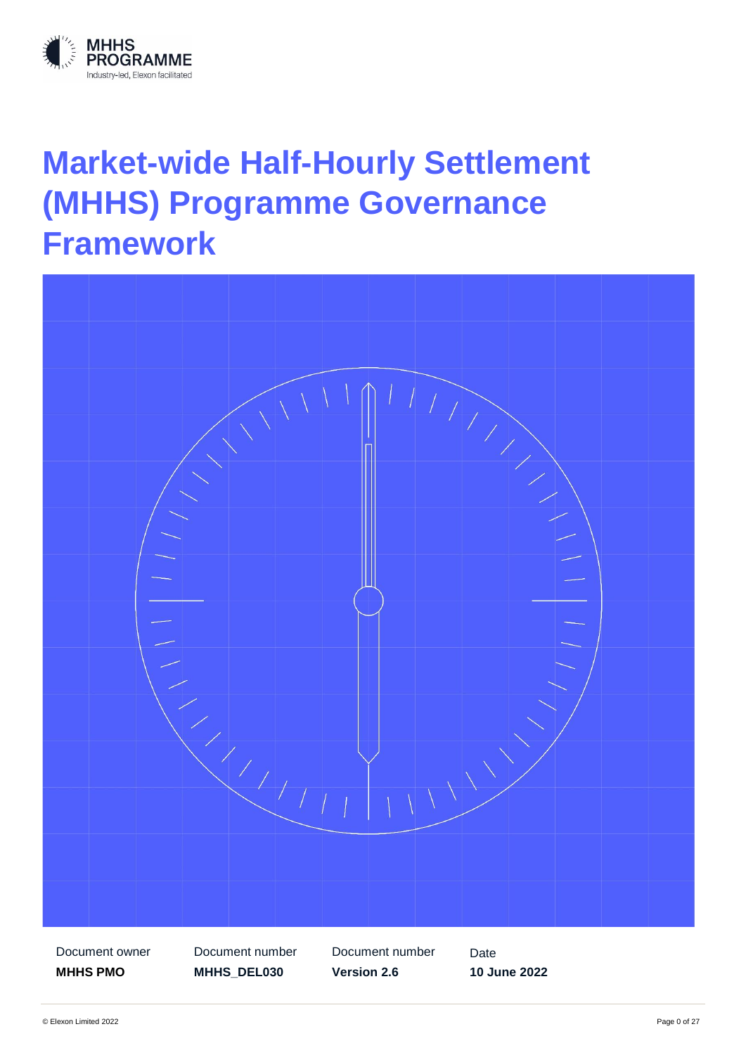MHHS PROGRAMME
Industry-led, Elexon facilitated

# Market-wide Half-Hourly Settlement (MHHS) Programme Governance Framework

| Document owner | Document number | Document number | Date |
|---|---|---|---|
| **MHHS PMO** | **MHHS_DEL030** | **Version 2.6** | **10 June 2022** |

© Elexon Limited 2022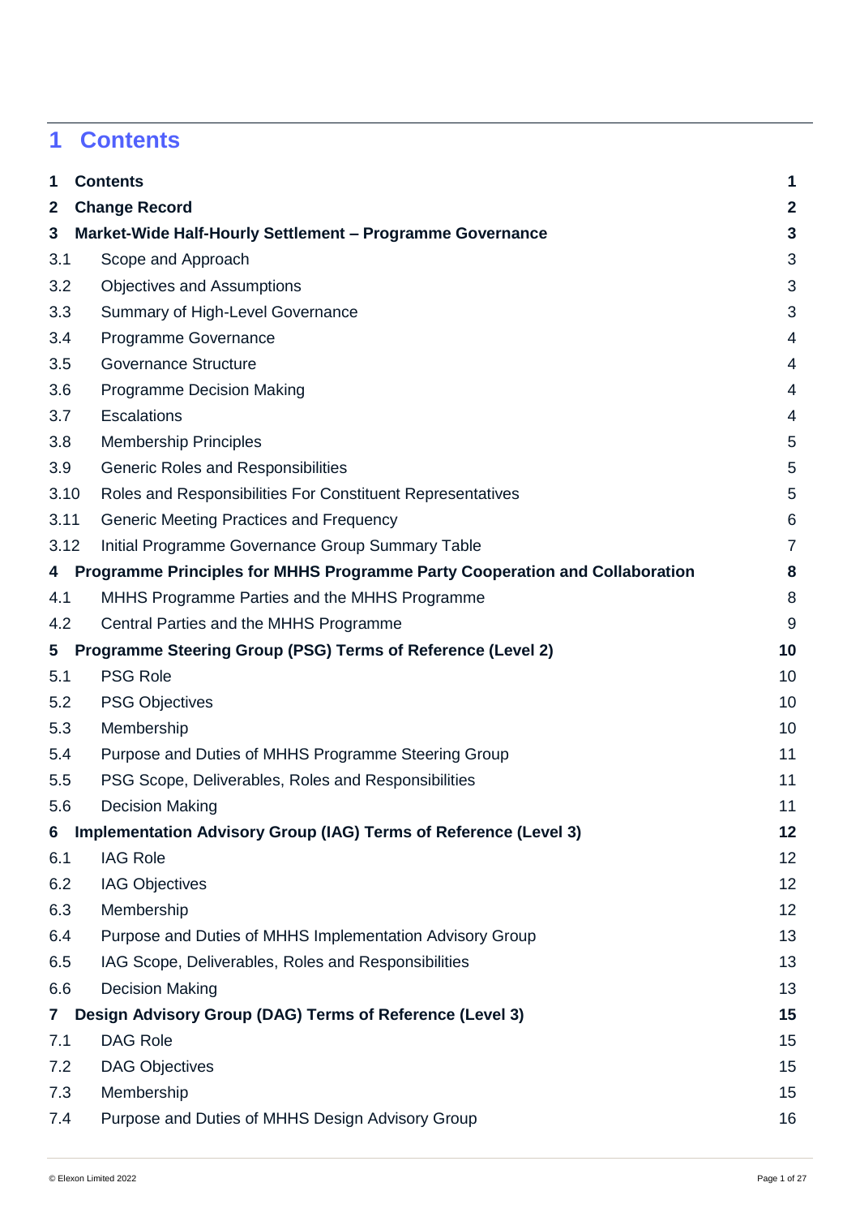# 1 Contents

| | | |
|---|---|---|
| **1** | **Contents** | **1** |
| **2** | **Change Record** | **2** |
| **3** | **Market-Wide Half-Hourly Settlement – Programme Governance** | **3** |
| 3.1 | Scope and Approach | 3 |
| 3.2 | Objectives and Assumptions | 3 |
| 3.3 | Summary of High-Level Governance | 3 |
| 3.4 | Programme Governance | 4 |
| 3.5 | Governance Structure | 4 |
| 3.6 | Programme Decision Making | 4 |
| 3.7 | Escalations | 4 |
| 3.8 | Membership Principles | 5 |
| 3.9 | Generic Roles and Responsibilities | 5 |
| 3.10 | Roles and Responsibilities For Constituent Representatives | 5 |
| 3.11 | Generic Meeting Practices and Frequency | 6 |
| 3.12 | Initial Programme Governance Group Summary Table | 7 |
| **4** | **Programme Principles for MHHS Programme Party Cooperation and Collaboration** | **8** |
| 4.1 | MHHS Programme Parties and the MHHS Programme | 8 |
| 4.2 | Central Parties and the MHHS Programme | 9 |
| **5** | **Programme Steering Group (PSG) Terms of Reference (Level 2)** | **10** |
| 5.1 | PSG Role | 10 |
| 5.2 | PSG Objectives | 10 |
| 5.3 | Membership | 10 |
| 5.4 | Purpose and Duties of MHHS Programme Steering Group | 11 |
| 5.5 | PSG Scope, Deliverables, Roles and Responsibilities | 11 |
| 5.6 | Decision Making | 11 |
| **6** | **Implementation Advisory Group (IAG) Terms of Reference (Level 3)** | **12** |
| 6.1 | IAG Role | 12 |
| 6.2 | IAG Objectives | 12 |
| 6.3 | Membership | 12 |
| 6.4 | Purpose and Duties of MHHS Implementation Advisory Group | 13 |
| 6.5 | IAG Scope, Deliverables, Roles and Responsibilities | 13 |
| 6.6 | Decision Making | 13 |
| **7** | **Design Advisory Group (DAG) Terms of Reference (Level 3)** | **15** |
| 7.1 | DAG Role | 15 |
| 7.2 | DAG Objectives | 15 |
| 7.3 | Membership | 15 |
| 7.4 | Purpose and Duties of MHHS Design Advisory Group | 16 |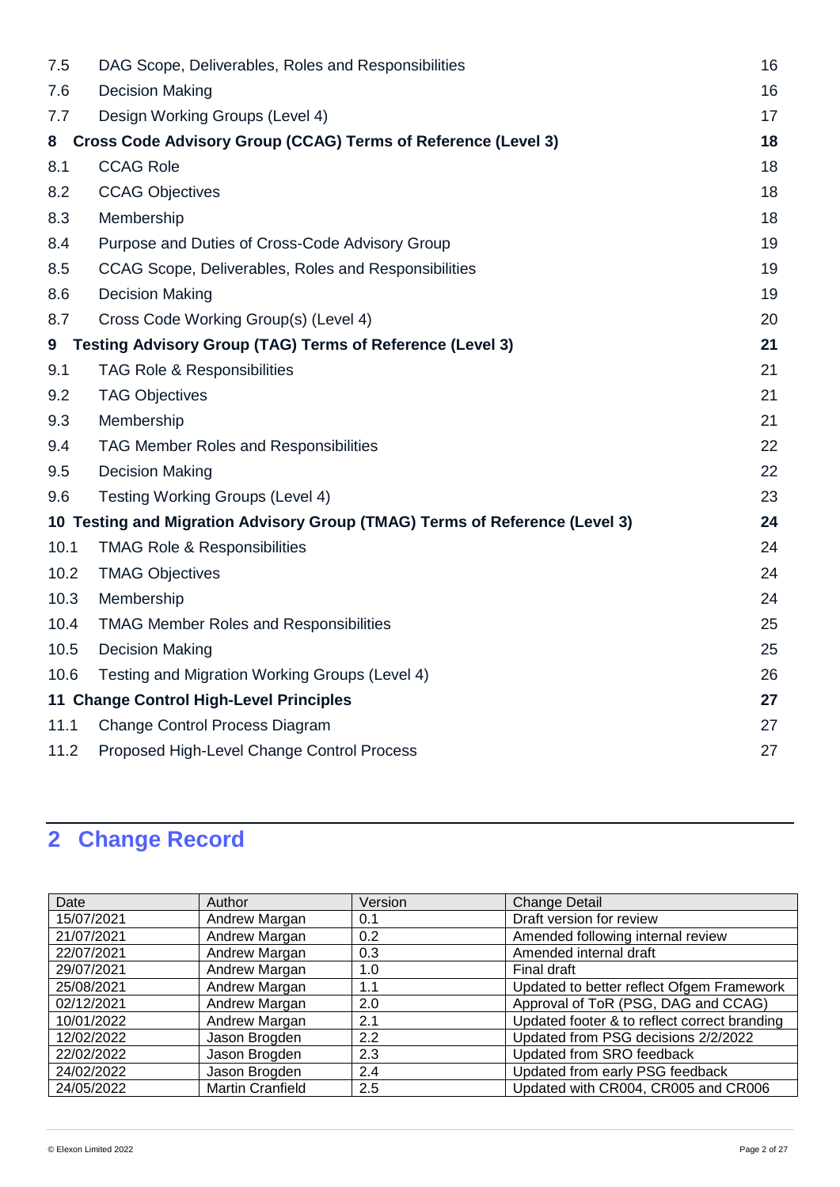| | | |
|---|---|---|
| 7.5 | DAG Scope, Deliverables, Roles and Responsibilities | 16 |
| 7.6 | Decision Making | 16 |
| 7.7 | Design Working Groups (Level 4) | 17 |
| **8** | **Cross Code Advisory Group (CCAG) Terms of Reference (Level 3)** | **18** |
| 8.1 | CCAG Role | 18 |
| 8.2 | CCAG Objectives | 18 |
| 8.3 | Membership | 18 |
| 8.4 | Purpose and Duties of Cross-Code Advisory Group | 19 |
| 8.5 | CCAG Scope, Deliverables, Roles and Responsibilities | 19 |
| 8.6 | Decision Making | 19 |
| 8.7 | Cross Code Working Group(s) (Level 4) | 20 |
| **9** | **Testing Advisory Group (TAG) Terms of Reference (Level 3)** | **21** |
| 9.1 | TAG Role & Responsibilities | 21 |
| 9.2 | TAG Objectives | 21 |
| 9.3 | Membership | 21 |
| 9.4 | TAG Member Roles and Responsibilities | 22 |
| 9.5 | Decision Making | 22 |
| 9.6 | Testing Working Groups (Level 4) | 23 |
| **10** | **Testing and Migration Advisory Group (TMAG) Terms of Reference (Level 3)** | **24** |
| 10.1 | TMAG Role & Responsibilities | 24 |
| 10.2 | TMAG Objectives | 24 |
| 10.3 | Membership | 24 |
| 10.4 | TMAG Member Roles and Responsibilities | 25 |
| 10.5 | Decision Making | 25 |
| 10.6 | Testing and Migration Working Groups (Level 4) | 26 |
| **11** | **Change Control High-Level Principles** | **27** |
| 11.1 | Change Control Process Diagram | 27 |
| 11.2 | Proposed High-Level Change Control Process | 27 |

# 2 Change Record

| Date | Author | Version | Change Detail |
|---|---|---|---|
| 15/07/2021 | Andrew Margan | 0.1 | Draft version for review |
| 21/07/2021 | Andrew Margan | 0.2 | Amended following internal review |
| 22/07/2021 | Andrew Margan | 0.3 | Amended internal draft |
| 29/07/2021 | Andrew Margan | 1.0 | Final draft |
| 25/08/2021 | Andrew Margan | 1.1 | Updated to better reflect Ofgem Framework |
| 02/12/2021 | Andrew Margan | 2.0 | Approval of ToR (PSG, DAG and CCAG) |
| 10/01/2022 | Andrew Margan | 2.1 | Updated footer & to reflect correct branding |
| 12/02/2022 | Jason Brogden | 2.2 | Updated from PSG decisions 2/2/2022 |
| 22/02/2022 | Jason Brogden | 2.3 | Updated from SRO feedback |
| 24/02/2022 | Jason Brogden | 2.4 | Updated from early PSG feedback |
| 24/05/2022 | Martin Cranfield | 2.5 | Updated with CR004, CR005 and CR006 |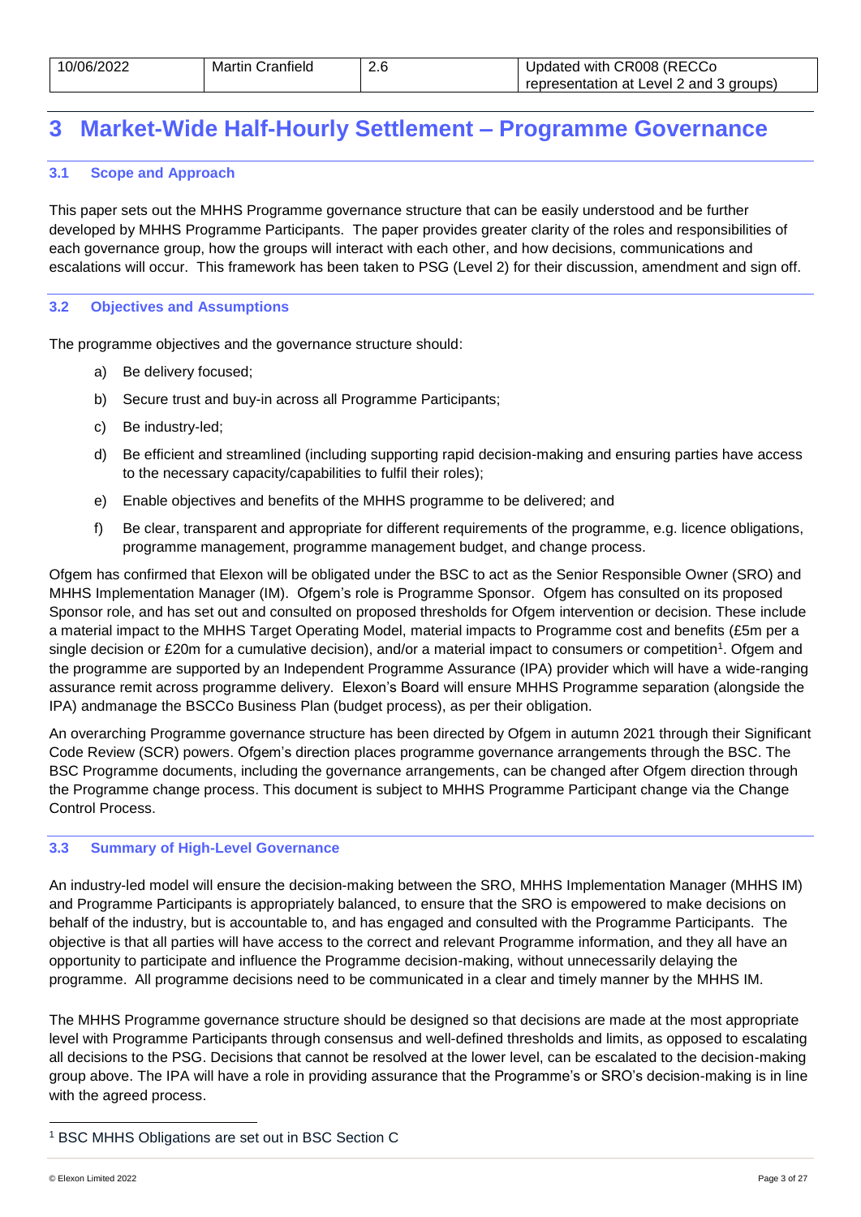| 10/06/2022 | Martin Cranfield | 2.6 | Updated with CR008 (RECCo representation at Level 2 and 3 groups) |
| --- | --- | --- | --- |

# 3 Market-Wide Half-Hourly Settlement – Programme Governance

## 3.1 Scope and Approach

This paper sets out the MHHS Programme governance structure that can be easily understood and be further developed by MHHS Programme Participants. The paper provides greater clarity of the roles and responsibilities of each governance group, how the groups will interact with each other, and how decisions, communications and escalations will occur. This framework has been taken to PSG (Level 2) for their discussion, amendment and sign off.

## 3.2 Objectives and Assumptions

The programme objectives and the governance structure should:

a) Be delivery focused;

b) Secure trust and buy-in across all Programme Participants;

c) Be industry-led;

d) Be efficient and streamlined (including supporting rapid decision-making and ensuring parties have access to the necessary capacity/capabilities to fulfil their roles);

e) Enable objectives and benefits of the MHHS programme to be delivered; and

f) Be clear, transparent and appropriate for different requirements of the programme, e.g. licence obligations, programme management, programme management budget, and change process.

Ofgem has confirmed that Elexon will be obligated under the BSC to act as the Senior Responsible Owner (SRO) and MHHS Implementation Manager (IM). Ofgem's role is Programme Sponsor. Ofgem has consulted on its proposed Sponsor role, and has set out and consulted on proposed thresholds for Ofgem intervention or decision. These include a material impact to the MHHS Target Operating Model, material impacts to Programme cost and benefits (£5m per a single decision or £20m for a cumulative decision), and/or a material impact to consumers or competition[1]. Ofgem and the programme are supported by an Independent Programme Assurance (IPA) provider which will have a wide-ranging assurance remit across programme delivery. Elexon's Board will ensure MHHS Programme separation (alongside the IPA) andmanage the BSCCo Business Plan (budget process), as per their obligation.

An overarching Programme governance structure has been directed by Ofgem in autumn 2021 through their Significant Code Review (SCR) powers. Ofgem's direction places programme governance arrangements through the BSC. The BSC Programme documents, including the governance arrangements, can be changed after Ofgem direction through the Programme change process. This document is subject to MHHS Programme Participant change via the Change Control Process.

## 3.3 Summary of High-Level Governance

An industry-led model will ensure the decision-making between the SRO, MHHS Implementation Manager (MHHS IM) and Programme Participants is appropriately balanced, to ensure that the SRO is empowered to make decisions on behalf of the industry, but is accountable to, and has engaged and consulted with the Programme Participants. The objective is that all parties will have access to the correct and relevant Programme information, and they all have an opportunity to participate and influence the Programme decision-making, without unnecessarily delaying the programme. All programme decisions need to be communicated in a clear and timely manner by the MHHS IM.

The MHHS Programme governance structure should be designed so that decisions are made at the most appropriate level with Programme Participants through consensus and well-defined thresholds and limits, as opposed to escalating all decisions to the PSG. Decisions that cannot be resolved at the lower level, can be escalated to the decision-making group above. The IPA will have a role in providing assurance that the Programme's or SRO's decision-making is in line with the agreed process.

---

[1] BSC MHHS Obligations are set out in BSC Section C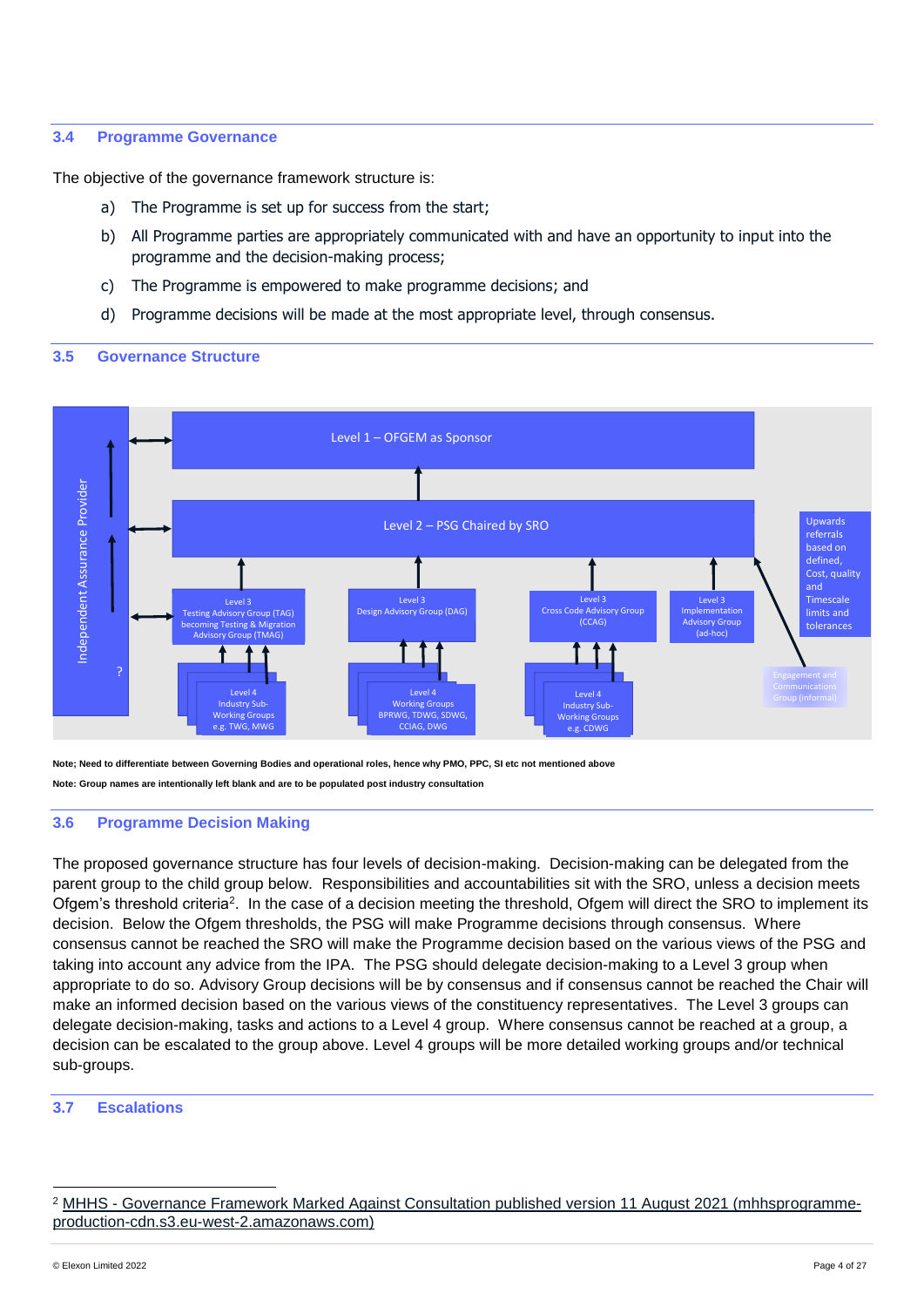## 3.4 Programme Governance

The objective of the governance framework structure is:

a) The Programme is set up for success from the start;

b) All Programme parties are appropriately communicated with and have an opportunity to input into the programme and the decision-making process;

c) The Programme is empowered to make programme decisions; and

d) Programme decisions will be made at the most appropriate level, through consensus.

## 3.5 Governance Structure

Independent Assurance Provider

Level 1 – OFGEM as Sponsor

Level 2 – PSG Chaired by SRO

Level 3 Testing Advisory Group (TAG) becoming Testing & Migration Advisory Group (TMAG)

Level 3 Design Advisory Group (DAG)

Level 3 Cross Code Advisory Group (CCAG)

Level 3 Implementation Advisory Group (ad-hoc)

Level 4 Industry Sub-Working Groups e.g. TWG, MWG

Level 4 Working Groups BPRWG, TDWG, SDWG, CCIAG, DWG

Level 4 Industry Sub-Working Groups e.g. CDWG

Upwards referrals based on defined, Cost, quality and Timescale limits and tolerances

Engagement and Communications Group (informal)

?

**Note; Need to differentiate between Governing Bodies and operational roles, hence why PMO, PPC, SI etc not mentioned above**

**Note: Group names are intentionally left blank and are to be populated post industry consultation**

## 3.6 Programme Decision Making

The proposed governance structure has four levels of decision-making. Decision-making can be delegated from the parent group to the child group below. Responsibilities and accountabilities sit with the SRO, unless a decision meets Ofgem's threshold criteria[2]. In the case of a decision meeting the threshold, Ofgem will direct the SRO to implement its decision. Below the Ofgem thresholds, the PSG will make Programme decisions through consensus. Where consensus cannot be reached the SRO will make the Programme decision based on the various views of the PSG and taking into account any advice from the IPA. The PSG should delegate decision-making to a Level 3 group when appropriate to do so. Advisory Group decisions will be by consensus and if consensus cannot be reached the Chair will make an informed decision based on the various views of the constituency representatives. The Level 3 groups can delegate decision-making, tasks and actions to a Level 4 group. Where consensus cannot be reached at a group, a decision can be escalated to the group above. Level 4 groups will be more detailed working groups and/or technical sub-groups.

## 3.7 Escalations

---

[2] MHHS - Governance Framework Marked Against Consultation published version 11 August 2021 (mhhsprogramme-production-cdn.s3.eu-west-2.amazonaws.com)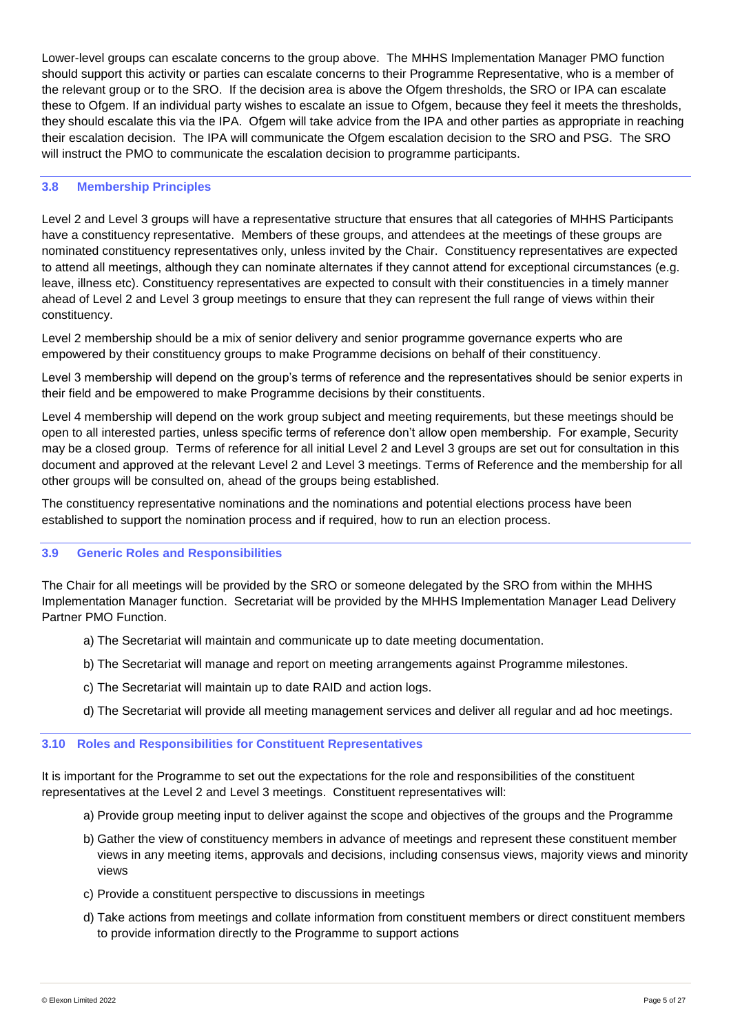Lower-level groups can escalate concerns to the group above. The MHHS Implementation Manager PMO function should support this activity or parties can escalate concerns to their Programme Representative, who is a member of the relevant group or to the SRO. If the decision area is above the Ofgem thresholds, the SRO or IPA can escalate these to Ofgem. If an individual party wishes to escalate an issue to Ofgem, because they feel it meets the thresholds, they should escalate this via the IPA. Ofgem will take advice from the IPA and other parties as appropriate in reaching their escalation decision. The IPA will communicate the Ofgem escalation decision to the SRO and PSG. The SRO will instruct the PMO to communicate the escalation decision to programme participants.

### 3.8 Membership Principles

Level 2 and Level 3 groups will have a representative structure that ensures that all categories of MHHS Participants have a constituency representative. Members of these groups, and attendees at the meetings of these groups are nominated constituency representatives only, unless invited by the Chair. Constituency representatives are expected to attend all meetings, although they can nominate alternates if they cannot attend for exceptional circumstances (e.g. leave, illness etc). Constituency representatives are expected to consult with their constituencies in a timely manner ahead of Level 2 and Level 3 group meetings to ensure that they can represent the full range of views within their constituency.

Level 2 membership should be a mix of senior delivery and senior programme governance experts who are empowered by their constituency groups to make Programme decisions on behalf of their constituency.

Level 3 membership will depend on the group's terms of reference and the representatives should be senior experts in their field and be empowered to make Programme decisions by their constituents.

Level 4 membership will depend on the work group subject and meeting requirements, but these meetings should be open to all interested parties, unless specific terms of reference don't allow open membership. For example, Security may be a closed group. Terms of reference for all initial Level 2 and Level 3 groups are set out for consultation in this document and approved at the relevant Level 2 and Level 3 meetings. Terms of Reference and the membership for all other groups will be consulted on, ahead of the groups being established.

The constituency representative nominations and the nominations and potential elections process have been established to support the nomination process and if required, how to run an election process.

### 3.9 Generic Roles and Responsibilities

The Chair for all meetings will be provided by the SRO or someone delegated by the SRO from within the MHHS Implementation Manager function. Secretariat will be provided by the MHHS Implementation Manager Lead Delivery Partner PMO Function.

a) The Secretariat will maintain and communicate up to date meeting documentation.

b) The Secretariat will manage and report on meeting arrangements against Programme milestones.

c) The Secretariat will maintain up to date RAID and action logs.

d) The Secretariat will provide all meeting management services and deliver all regular and ad hoc meetings.

### 3.10 Roles and Responsibilities for Constituent Representatives

It is important for the Programme to set out the expectations for the role and responsibilities of the constituent representatives at the Level 2 and Level 3 meetings. Constituent representatives will:

a) Provide group meeting input to deliver against the scope and objectives of the groups and the Programme

b) Gather the view of constituency members in advance of meetings and represent these constituent member views in any meeting items, approvals and decisions, including consensus views, majority views and minority views

c) Provide a constituent perspective to discussions in meetings

d) Take actions from meetings and collate information from constituent members or direct constituent members to provide information directly to the Programme to support actions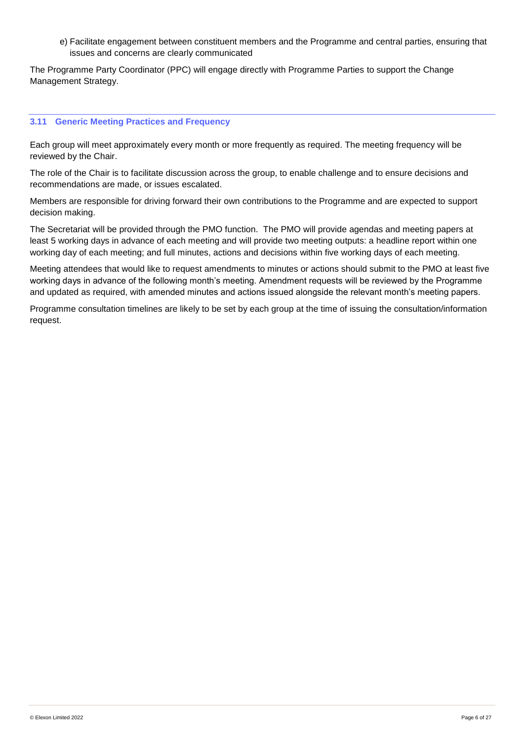e) Facilitate engagement between constituent members and the Programme and central parties, ensuring that issues and concerns are clearly communicated

The Programme Party Coordinator (PPC) will engage directly with Programme Parties to support the Change Management Strategy.

### 3.11 Generic Meeting Practices and Frequency

Each group will meet approximately every month or more frequently as required. The meeting frequency will be reviewed by the Chair.

The role of the Chair is to facilitate discussion across the group, to enable challenge and to ensure decisions and recommendations are made, or issues escalated.

Members are responsible for driving forward their own contributions to the Programme and are expected to support decision making.

The Secretariat will be provided through the PMO function. The PMO will provide agendas and meeting papers at least 5 working days in advance of each meeting and will provide two meeting outputs: a headline report within one working day of each meeting; and full minutes, actions and decisions within five working days of each meeting.

Meeting attendees that would like to request amendments to minutes or actions should submit to the PMO at least five working days in advance of the following month's meeting. Amendment requests will be reviewed by the Programme and updated as required, with amended minutes and actions issued alongside the relevant month's meeting papers.

Programme consultation timelines are likely to be set by each group at the time of issuing the consultation/information request.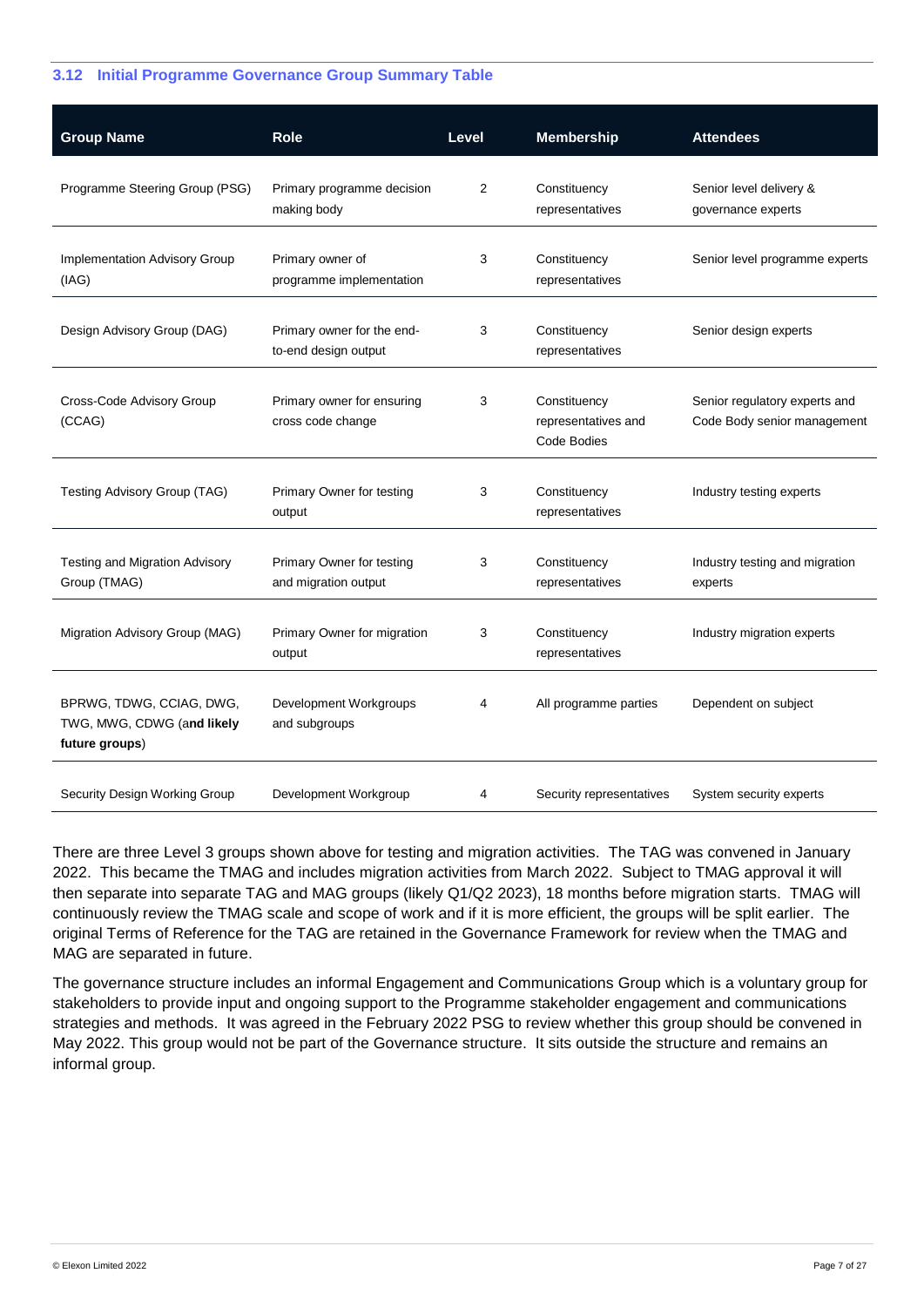### 3.12 Initial Programme Governance Group Summary Table

| Group Name | Role | Level | Membership | Attendees |
|---|---|---|---|---|
| Programme Steering Group (PSG) | Primary programme decision making body | 2 | Constituency representatives | Senior level delivery & governance experts |
| Implementation Advisory Group (IAG) | Primary owner of programme implementation | 3 | Constituency representatives | Senior level programme experts |
| Design Advisory Group (DAG) | Primary owner for the end-to-end design output | 3 | Constituency representatives | Senior design experts |
| Cross-Code Advisory Group (CCAG) | Primary owner for ensuring cross code change | 3 | Constituency representatives and Code Bodies | Senior regulatory experts and Code Body senior management |
| Testing Advisory Group (TAG) | Primary Owner for testing output | 3 | Constituency representatives | Industry testing experts |
| Testing and Migration Advisory Group (TMAG) | Primary Owner for testing and migration output | 3 | Constituency representatives | Industry testing and migration experts |
| Migration Advisory Group (MAG) | Primary Owner for migration output | 3 | Constituency representatives | Industry migration experts |
| BPRWG, TDWG, CCIAG, DWG, TWG, MWG, CDWG (a**nd likely future groups**) | Development Workgroups and subgroups | 4 | All programme parties | Dependent on subject |
| Security Design Working Group | Development Workgroup | 4 | Security representatives | System security experts |

There are three Level 3 groups shown above for testing and migration activities. The TAG was convened in January 2022. This became the TMAG and includes migration activities from March 2022. Subject to TMAG approval it will then separate into separate TAG and MAG groups (likely Q1/Q2 2023), 18 months before migration starts. TMAG will continuously review the TMAG scale and scope of work and if it is more efficient, the groups will be split earlier. The original Terms of Reference for the TAG are retained in the Governance Framework for review when the TMAG and MAG are separated in future.

The governance structure includes an informal Engagement and Communications Group which is a voluntary group for stakeholders to provide input and ongoing support to the Programme stakeholder engagement and communications strategies and methods. It was agreed in the February 2022 PSG to review whether this group should be convened in May 2022. This group would not be part of the Governance structure. It sits outside the structure and remains an informal group.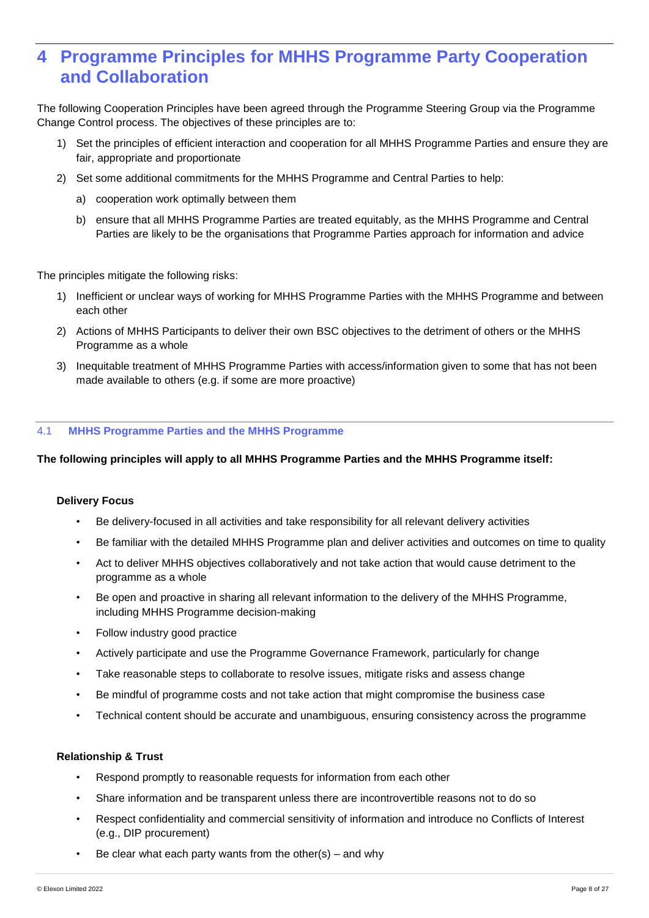# 4 Programme Principles for MHHS Programme Party Cooperation and Collaboration

The following Cooperation Principles have been agreed through the Programme Steering Group via the Programme Change Control process. The objectives of these principles are to:

1) Set the principles of efficient interaction and cooperation for all MHHS Programme Parties and ensure they are fair, appropriate and proportionate
2) Set some additional commitments for the MHHS Programme and Central Parties to help:
   a) cooperation work optimally between them
   b) ensure that all MHHS Programme Parties are treated equitably, as the MHHS Programme and Central Parties are likely to be the organisations that Programme Parties approach for information and advice

The principles mitigate the following risks:

1) Inefficient or unclear ways of working for MHHS Programme Parties with the MHHS Programme and between each other
2) Actions of MHHS Participants to deliver their own BSC objectives to the detriment of others or the MHHS Programme as a whole
3) Inequitable treatment of MHHS Programme Parties with access/information given to some that has not been made available to others (e.g. if some are more proactive)

## 4.1 MHHS Programme Parties and the MHHS Programme

**The following principles will apply to all MHHS Programme Parties and the MHHS Programme itself:**

**Delivery Focus**

- Be delivery-focused in all activities and take responsibility for all relevant delivery activities
- Be familiar with the detailed MHHS Programme plan and deliver activities and outcomes on time to quality
- Act to deliver MHHS objectives collaboratively and not take action that would cause detriment to the programme as a whole
- Be open and proactive in sharing all relevant information to the delivery of the MHHS Programme, including MHHS Programme decision-making
- Follow industry good practice
- Actively participate and use the Programme Governance Framework, particularly for change
- Take reasonable steps to collaborate to resolve issues, mitigate risks and assess change
- Be mindful of programme costs and not take action that might compromise the business case
- Technical content should be accurate and unambiguous, ensuring consistency across the programme

**Relationship & Trust**

- Respond promptly to reasonable requests for information from each other
- Share information and be transparent unless there are incontrovertible reasons not to do so
- Respect confidentiality and commercial sensitivity of information and introduce no Conflicts of Interest (e.g., DIP procurement)
- Be clear what each party wants from the other(s) – and why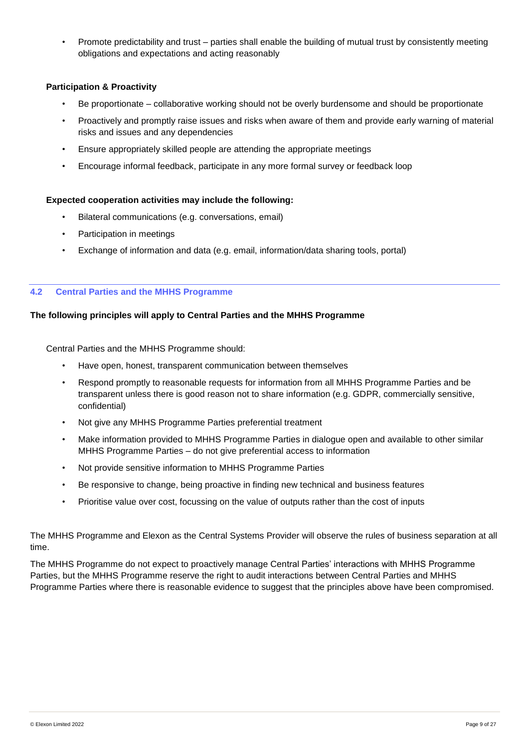- Promote predictability and trust – parties shall enable the building of mutual trust by consistently meeting obligations and expectations and acting reasonably

**Participation & Proactivity**

- Be proportionate – collaborative working should not be overly burdensome and should be proportionate
- Proactively and promptly raise issues and risks when aware of them and provide early warning of material risks and issues and any dependencies
- Ensure appropriately skilled people are attending the appropriate meetings
- Encourage informal feedback, participate in any more formal survey or feedback loop

**Expected cooperation activities may include the following:**

- Bilateral communications (e.g. conversations, email)
- Participation in meetings
- Exchange of information and data (e.g. email, information/data sharing tools, portal)

## 4.2 Central Parties and the MHHS Programme

**The following principles will apply to Central Parties and the MHHS Programme**

Central Parties and the MHHS Programme should:

- Have open, honest, transparent communication between themselves
- Respond promptly to reasonable requests for information from all MHHS Programme Parties and be transparent unless there is good reason not to share information (e.g. GDPR, commercially sensitive, confidential)
- Not give any MHHS Programme Parties preferential treatment
- Make information provided to MHHS Programme Parties in dialogue open and available to other similar MHHS Programme Parties – do not give preferential access to information
- Not provide sensitive information to MHHS Programme Parties
- Be responsive to change, being proactive in finding new technical and business features
- Prioritise value over cost, focussing on the value of outputs rather than the cost of inputs

The MHHS Programme and Elexon as the Central Systems Provider will observe the rules of business separation at all time.

The MHHS Programme do not expect to proactively manage Central Parties' interactions with MHHS Programme Parties, but the MHHS Programme reserve the right to audit interactions between Central Parties and MHHS Programme Parties where there is reasonable evidence to suggest that the principles above have been compromised.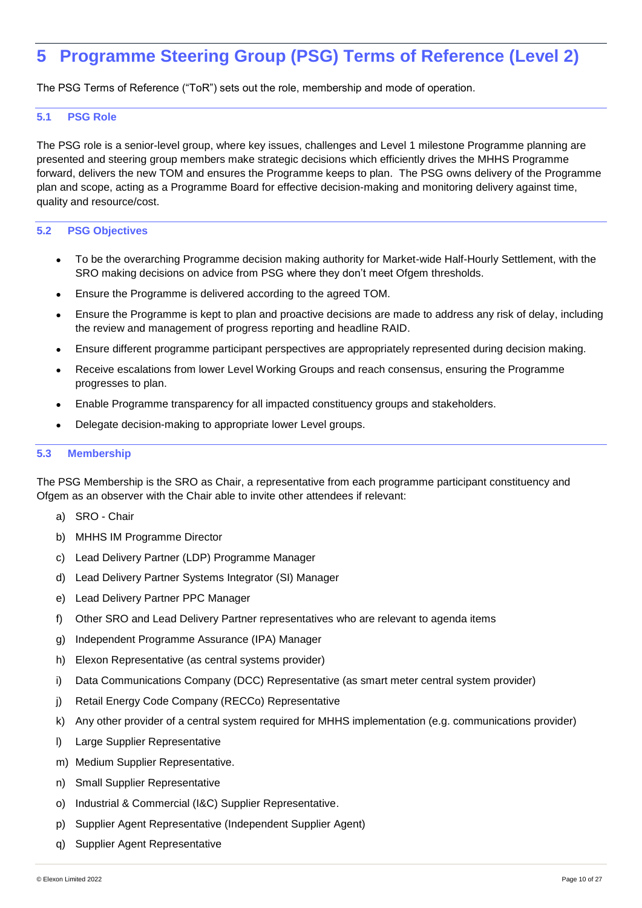# 5 Programme Steering Group (PSG) Terms of Reference (Level 2)

The PSG Terms of Reference ("ToR") sets out the role, membership and mode of operation.

## 5.1 PSG Role

The PSG role is a senior-level group, where key issues, challenges and Level 1 milestone Programme planning are presented and steering group members make strategic decisions which efficiently drives the MHHS Programme forward, delivers the new TOM and ensures the Programme keeps to plan. The PSG owns delivery of the Programme plan and scope, acting as a Programme Board for effective decision-making and monitoring delivery against time, quality and resource/cost.

## 5.2 PSG Objectives

- To be the overarching Programme decision making authority for Market-wide Half-Hourly Settlement, with the SRO making decisions on advice from PSG where they don't meet Ofgem thresholds.
- Ensure the Programme is delivered according to the agreed TOM.
- Ensure the Programme is kept to plan and proactive decisions are made to address any risk of delay, including the review and management of progress reporting and headline RAID.
- Ensure different programme participant perspectives are appropriately represented during decision making.
- Receive escalations from lower Level Working Groups and reach consensus, ensuring the Programme progresses to plan.
- Enable Programme transparency for all impacted constituency groups and stakeholders.
- Delegate decision-making to appropriate lower Level groups.

## 5.3 Membership

The PSG Membership is the SRO as Chair, a representative from each programme participant constituency and Ofgem as an observer with the Chair able to invite other attendees if relevant:

a) SRO - Chair

b) MHHS IM Programme Director

c) Lead Delivery Partner (LDP) Programme Manager

d) Lead Delivery Partner Systems Integrator (SI) Manager

e) Lead Delivery Partner PPC Manager

f) Other SRO and Lead Delivery Partner representatives who are relevant to agenda items

g) Independent Programme Assurance (IPA) Manager

h) Elexon Representative (as central systems provider)

i) Data Communications Company (DCC) Representative (as smart meter central system provider)

j) Retail Energy Code Company (RECCo) Representative

k) Any other provider of a central system required for MHHS implementation (e.g. communications provider)

l) Large Supplier Representative

m) Medium Supplier Representative.

n) Small Supplier Representative

o) Industrial & Commercial (I&C) Supplier Representative.

p) Supplier Agent Representative (Independent Supplier Agent)

q) Supplier Agent Representative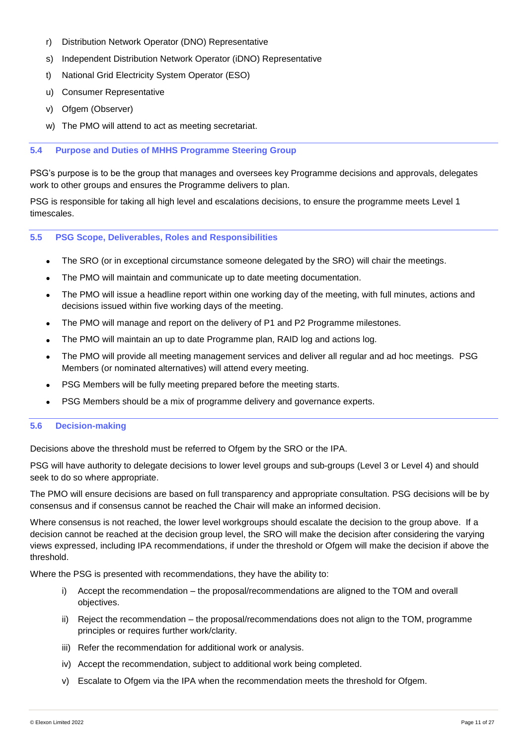r) Distribution Network Operator (DNO) Representative

s) Independent Distribution Network Operator (iDNO) Representative

t) National Grid Electricity System Operator (ESO)

u) Consumer Representative

v) Ofgem (Observer)

w) The PMO will attend to act as meeting secretariat.

### 5.4 Purpose and Duties of MHHS Programme Steering Group

PSG's purpose is to be the group that manages and oversees key Programme decisions and approvals, delegates work to other groups and ensures the Programme delivers to plan.

PSG is responsible for taking all high level and escalations decisions, to ensure the programme meets Level 1 timescales.

### 5.5 PSG Scope, Deliverables, Roles and Responsibilities

- The SRO (or in exceptional circumstance someone delegated by the SRO) will chair the meetings.
- The PMO will maintain and communicate up to date meeting documentation.
- The PMO will issue a headline report within one working day of the meeting, with full minutes, actions and decisions issued within five working days of the meeting.
- The PMO will manage and report on the delivery of P1 and P2 Programme milestones.
- The PMO will maintain an up to date Programme plan, RAID log and actions log.
- The PMO will provide all meeting management services and deliver all regular and ad hoc meetings. PSG Members (or nominated alternatives) will attend every meeting.
- PSG Members will be fully meeting prepared before the meeting starts.
- PSG Members should be a mix of programme delivery and governance experts.

### 5.6 Decision-making

Decisions above the threshold must be referred to Ofgem by the SRO or the IPA.

PSG will have authority to delegate decisions to lower level groups and sub-groups (Level 3 or Level 4) and should seek to do so where appropriate.

The PMO will ensure decisions are based on full transparency and appropriate consultation. PSG decisions will be by consensus and if consensus cannot be reached the Chair will make an informed decision.

Where consensus is not reached, the lower level workgroups should escalate the decision to the group above. If a decision cannot be reached at the decision group level, the SRO will make the decision after considering the varying views expressed, including IPA recommendations, if under the threshold or Ofgem will make the decision if above the threshold.

Where the PSG is presented with recommendations, they have the ability to:

i) Accept the recommendation – the proposal/recommendations are aligned to the TOM and overall objectives.

ii) Reject the recommendation – the proposal/recommendations does not align to the TOM, programme principles or requires further work/clarity.

iii) Refer the recommendation for additional work or analysis.

iv) Accept the recommendation, subject to additional work being completed.

v) Escalate to Ofgem via the IPA when the recommendation meets the threshold for Ofgem.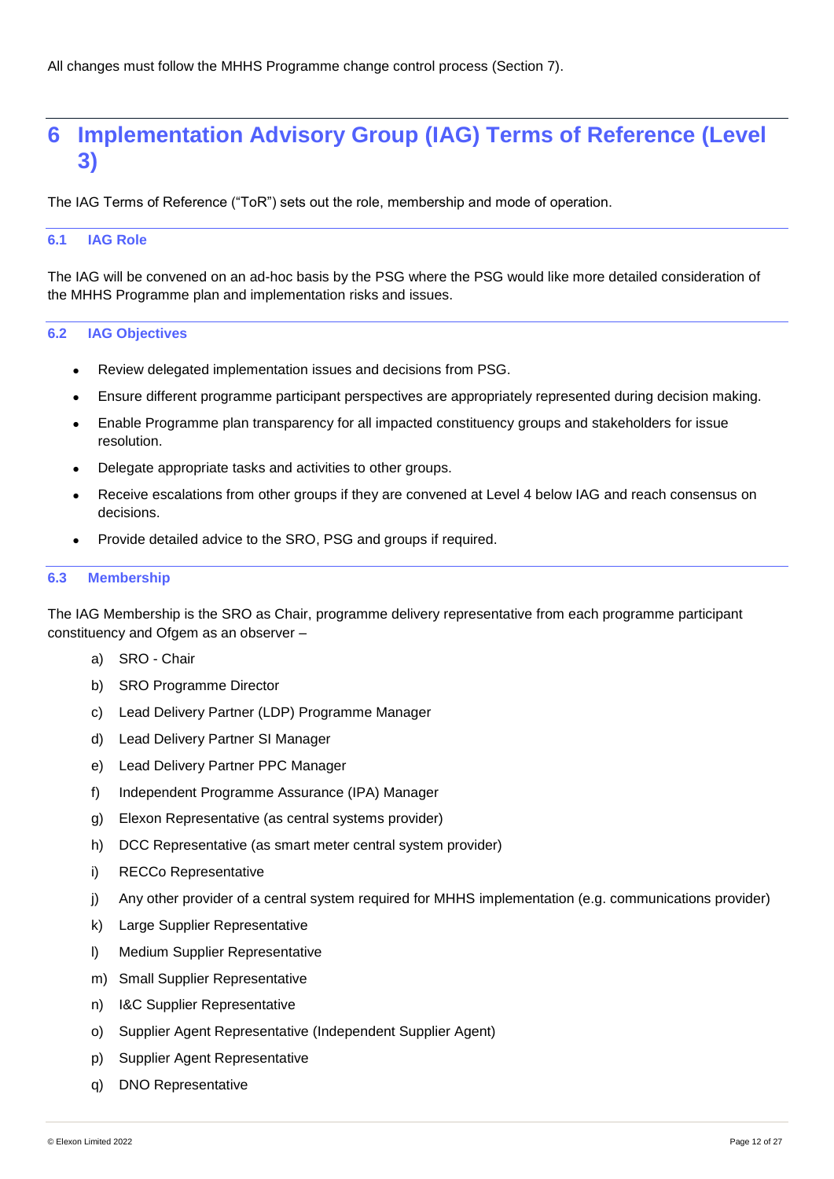All changes must follow the MHHS Programme change control process (Section 7).

# 6 Implementation Advisory Group (IAG) Terms of Reference (Level 3)

The IAG Terms of Reference ("ToR") sets out the role, membership and mode of operation.

## 6.1 IAG Role

The IAG will be convened on an ad-hoc basis by the PSG where the PSG would like more detailed consideration of the MHHS Programme plan and implementation risks and issues.

## 6.2 IAG Objectives

- Review delegated implementation issues and decisions from PSG.
- Ensure different programme participant perspectives are appropriately represented during decision making.
- Enable Programme plan transparency for all impacted constituency groups and stakeholders for issue resolution.
- Delegate appropriate tasks and activities to other groups.
- Receive escalations from other groups if they are convened at Level 4 below IAG and reach consensus on decisions.
- Provide detailed advice to the SRO, PSG and groups if required.

## 6.3 Membership

The IAG Membership is the SRO as Chair, programme delivery representative from each programme participant constituency and Ofgem as an observer –

a) SRO - Chair
b) SRO Programme Director
c) Lead Delivery Partner (LDP) Programme Manager
d) Lead Delivery Partner SI Manager
e) Lead Delivery Partner PPC Manager
f) Independent Programme Assurance (IPA) Manager
g) Elexon Representative (as central systems provider)
h) DCC Representative (as smart meter central system provider)
i) RECCo Representative
j) Any other provider of a central system required for MHHS implementation (e.g. communications provider)
k) Large Supplier Representative
l) Medium Supplier Representative
m) Small Supplier Representative
n) I&C Supplier Representative
o) Supplier Agent Representative (Independent Supplier Agent)
p) Supplier Agent Representative
q) DNO Representative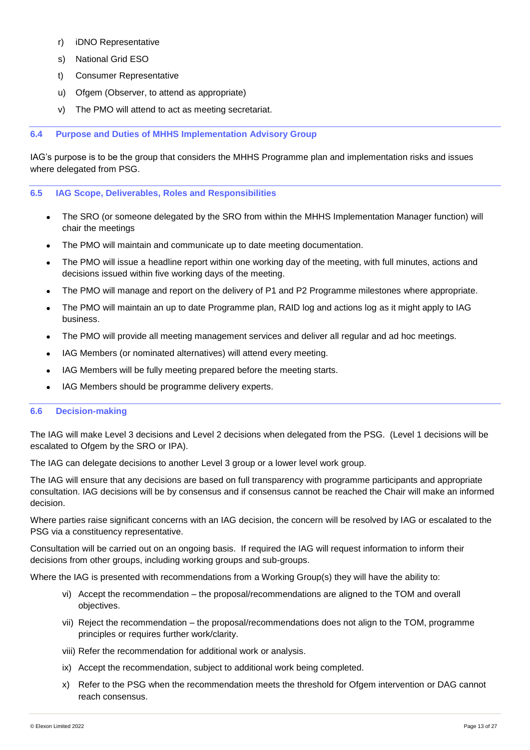r) iDNO Representative

s) National Grid ESO

t) Consumer Representative

u) Ofgem (Observer, to attend as appropriate)

v) The PMO will attend to act as meeting secretariat.

### 6.4 Purpose and Duties of MHHS Implementation Advisory Group

IAG's purpose is to be the group that considers the MHHS Programme plan and implementation risks and issues where delegated from PSG.

### 6.5 IAG Scope, Deliverables, Roles and Responsibilities

- The SRO (or someone delegated by the SRO from within the MHHS Implementation Manager function) will chair the meetings
- The PMO will maintain and communicate up to date meeting documentation.
- The PMO will issue a headline report within one working day of the meeting, with full minutes, actions and decisions issued within five working days of the meeting.
- The PMO will manage and report on the delivery of P1 and P2 Programme milestones where appropriate.
- The PMO will maintain an up to date Programme plan, RAID log and actions log as it might apply to IAG business.
- The PMO will provide all meeting management services and deliver all regular and ad hoc meetings.
- IAG Members (or nominated alternatives) will attend every meeting.
- IAG Members will be fully meeting prepared before the meeting starts.
- IAG Members should be programme delivery experts.

### 6.6 Decision-making

The IAG will make Level 3 decisions and Level 2 decisions when delegated from the PSG. (Level 1 decisions will be escalated to Ofgem by the SRO or IPA).

The IAG can delegate decisions to another Level 3 group or a lower level work group.

The IAG will ensure that any decisions are based on full transparency with programme participants and appropriate consultation. IAG decisions will be by consensus and if consensus cannot be reached the Chair will make an informed decision.

Where parties raise significant concerns with an IAG decision, the concern will be resolved by IAG or escalated to the PSG via a constituency representative.

Consultation will be carried out on an ongoing basis. If required the IAG will request information to inform their decisions from other groups, including working groups and sub-groups.

Where the IAG is presented with recommendations from a Working Group(s) they will have the ability to:

vi) Accept the recommendation – the proposal/recommendations are aligned to the TOM and overall objectives.

vii) Reject the recommendation – the proposal/recommendations does not align to the TOM, programme principles or requires further work/clarity.

viii) Refer the recommendation for additional work or analysis.

ix) Accept the recommendation, subject to additional work being completed.

x) Refer to the PSG when the recommendation meets the threshold for Ofgem intervention or DAG cannot reach consensus.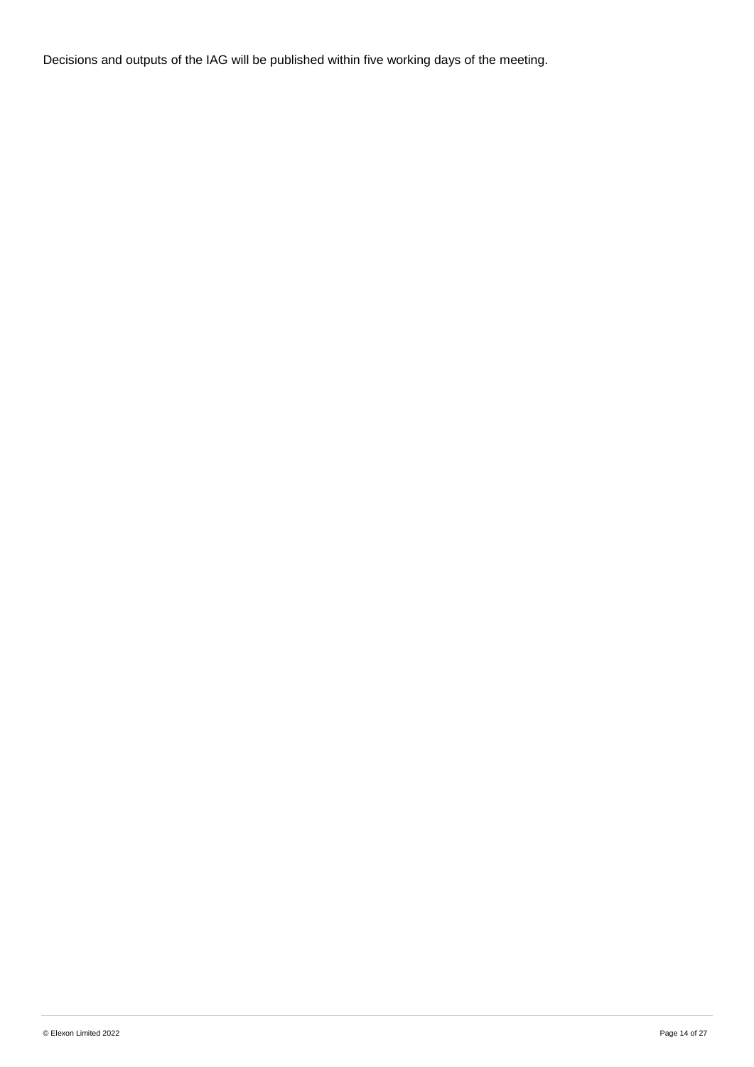Decisions and outputs of the IAG will be published within five working days of the meeting.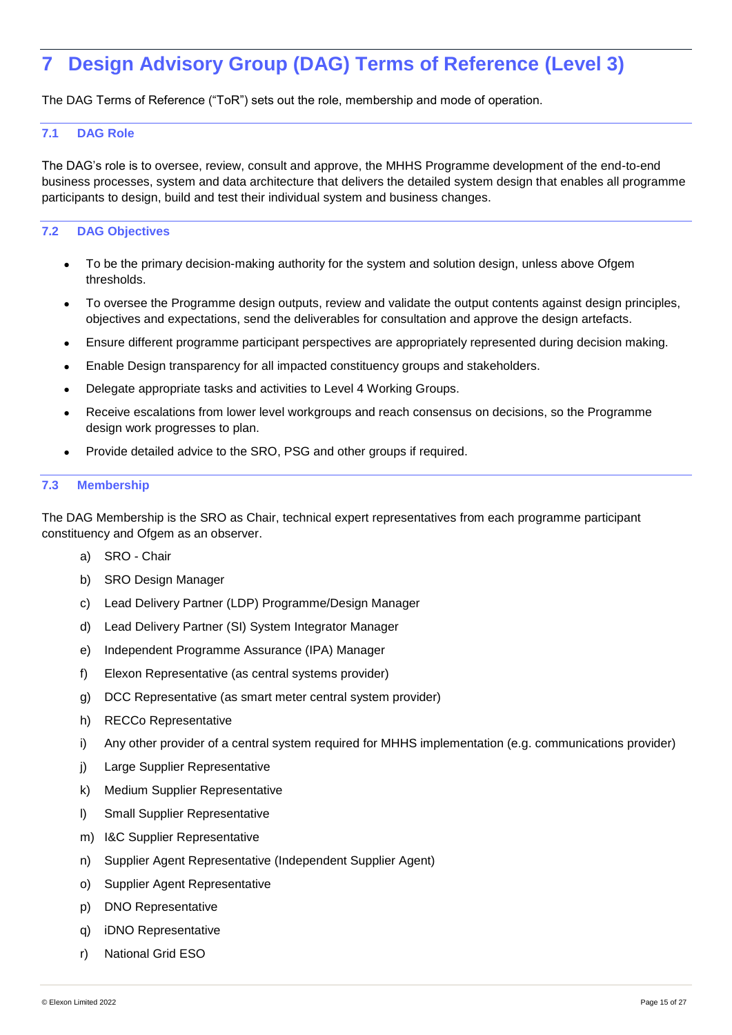# 7 Design Advisory Group (DAG) Terms of Reference (Level 3)

The DAG Terms of Reference ("ToR") sets out the role, membership and mode of operation.

## 7.1 DAG Role

The DAG's role is to oversee, review, consult and approve, the MHHS Programme development of the end-to-end business processes, system and data architecture that delivers the detailed system design that enables all programme participants to design, build and test their individual system and business changes.

## 7.2 DAG Objectives

- To be the primary decision-making authority for the system and solution design, unless above Ofgem thresholds.
- To oversee the Programme design outputs, review and validate the output contents against design principles, objectives and expectations, send the deliverables for consultation and approve the design artefacts.
- Ensure different programme participant perspectives are appropriately represented during decision making.
- Enable Design transparency for all impacted constituency groups and stakeholders.
- Delegate appropriate tasks and activities to Level 4 Working Groups.
- Receive escalations from lower level workgroups and reach consensus on decisions, so the Programme design work progresses to plan.
- Provide detailed advice to the SRO, PSG and other groups if required.

## 7.3 Membership

The DAG Membership is the SRO as Chair, technical expert representatives from each programme participant constituency and Ofgem as an observer.

a) SRO - Chair

b) SRO Design Manager

c) Lead Delivery Partner (LDP) Programme/Design Manager

d) Lead Delivery Partner (SI) System Integrator Manager

e) Independent Programme Assurance (IPA) Manager

f) Elexon Representative (as central systems provider)

g) DCC Representative (as smart meter central system provider)

h) RECCo Representative

i) Any other provider of a central system required for MHHS implementation (e.g. communications provider)

j) Large Supplier Representative

k) Medium Supplier Representative

l) Small Supplier Representative

m) I&C Supplier Representative

n) Supplier Agent Representative (Independent Supplier Agent)

o) Supplier Agent Representative

p) DNO Representative

q) iDNO Representative

r) National Grid ESO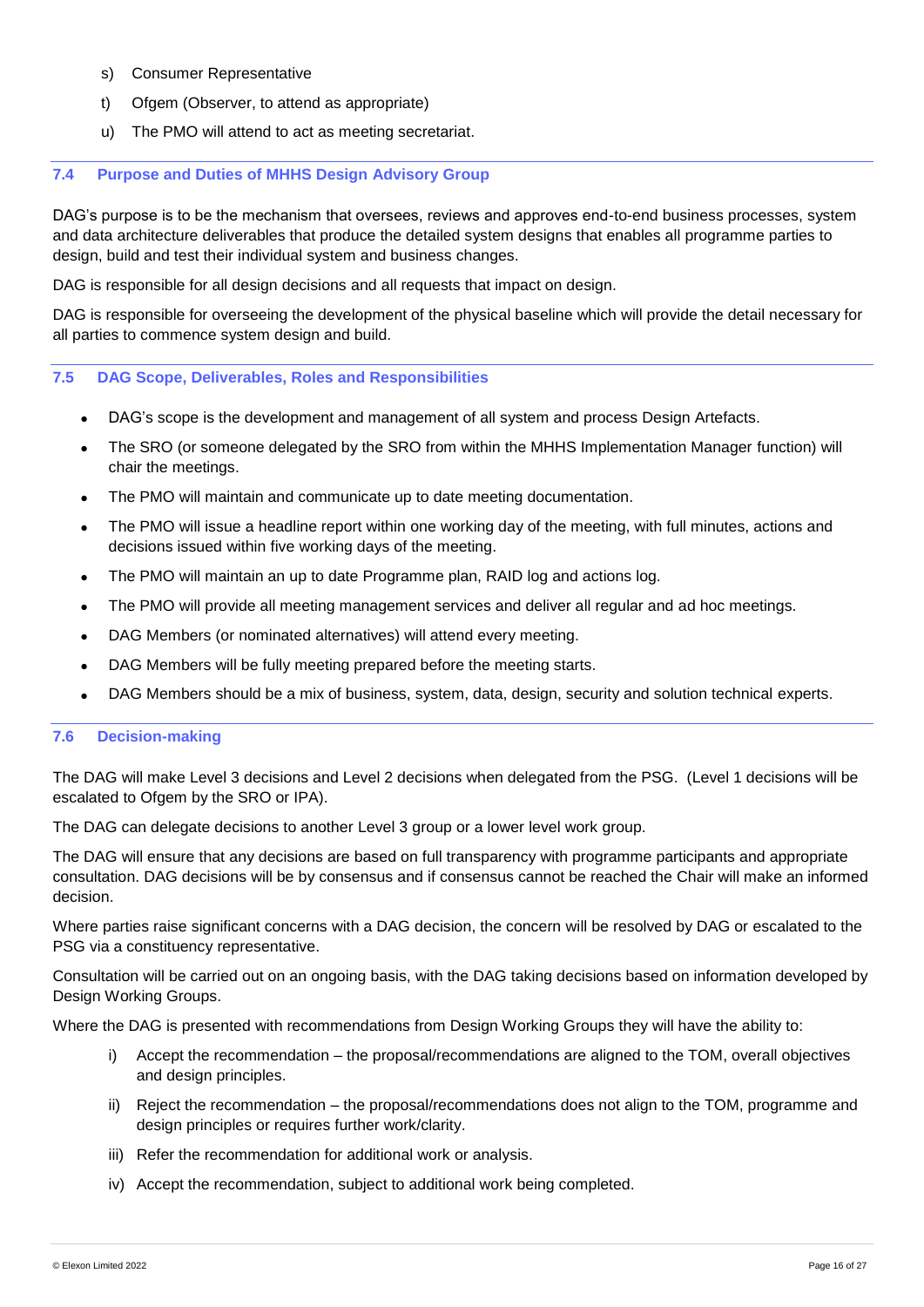s) Consumer Representative

t) Ofgem (Observer, to attend as appropriate)

u) The PMO will attend to act as meeting secretariat.

### 7.4 Purpose and Duties of MHHS Design Advisory Group

DAG's purpose is to be the mechanism that oversees, reviews and approves end-to-end business processes, system and data architecture deliverables that produce the detailed system designs that enables all programme parties to design, build and test their individual system and business changes.

DAG is responsible for all design decisions and all requests that impact on design.

DAG is responsible for overseeing the development of the physical baseline which will provide the detail necessary for all parties to commence system design and build.

### 7.5 DAG Scope, Deliverables, Roles and Responsibilities

- DAG's scope is the development and management of all system and process Design Artefacts.
- The SRO (or someone delegated by the SRO from within the MHHS Implementation Manager function) will chair the meetings.
- The PMO will maintain and communicate up to date meeting documentation.
- The PMO will issue a headline report within one working day of the meeting, with full minutes, actions and decisions issued within five working days of the meeting.
- The PMO will maintain an up to date Programme plan, RAID log and actions log.
- The PMO will provide all meeting management services and deliver all regular and ad hoc meetings.
- DAG Members (or nominated alternatives) will attend every meeting.
- DAG Members will be fully meeting prepared before the meeting starts.
- DAG Members should be a mix of business, system, data, design, security and solution technical experts.

### 7.6 Decision-making

The DAG will make Level 3 decisions and Level 2 decisions when delegated from the PSG. (Level 1 decisions will be escalated to Ofgem by the SRO or IPA).

The DAG can delegate decisions to another Level 3 group or a lower level work group.

The DAG will ensure that any decisions are based on full transparency with programme participants and appropriate consultation. DAG decisions will be by consensus and if consensus cannot be reached the Chair will make an informed decision.

Where parties raise significant concerns with a DAG decision, the concern will be resolved by DAG or escalated to the PSG via a constituency representative.

Consultation will be carried out on an ongoing basis, with the DAG taking decisions based on information developed by Design Working Groups.

Where the DAG is presented with recommendations from Design Working Groups they will have the ability to:

i) Accept the recommendation – the proposal/recommendations are aligned to the TOM, overall objectives and design principles.

ii) Reject the recommendation – the proposal/recommendations does not align to the TOM, programme and design principles or requires further work/clarity.

iii) Refer the recommendation for additional work or analysis.

iv) Accept the recommendation, subject to additional work being completed.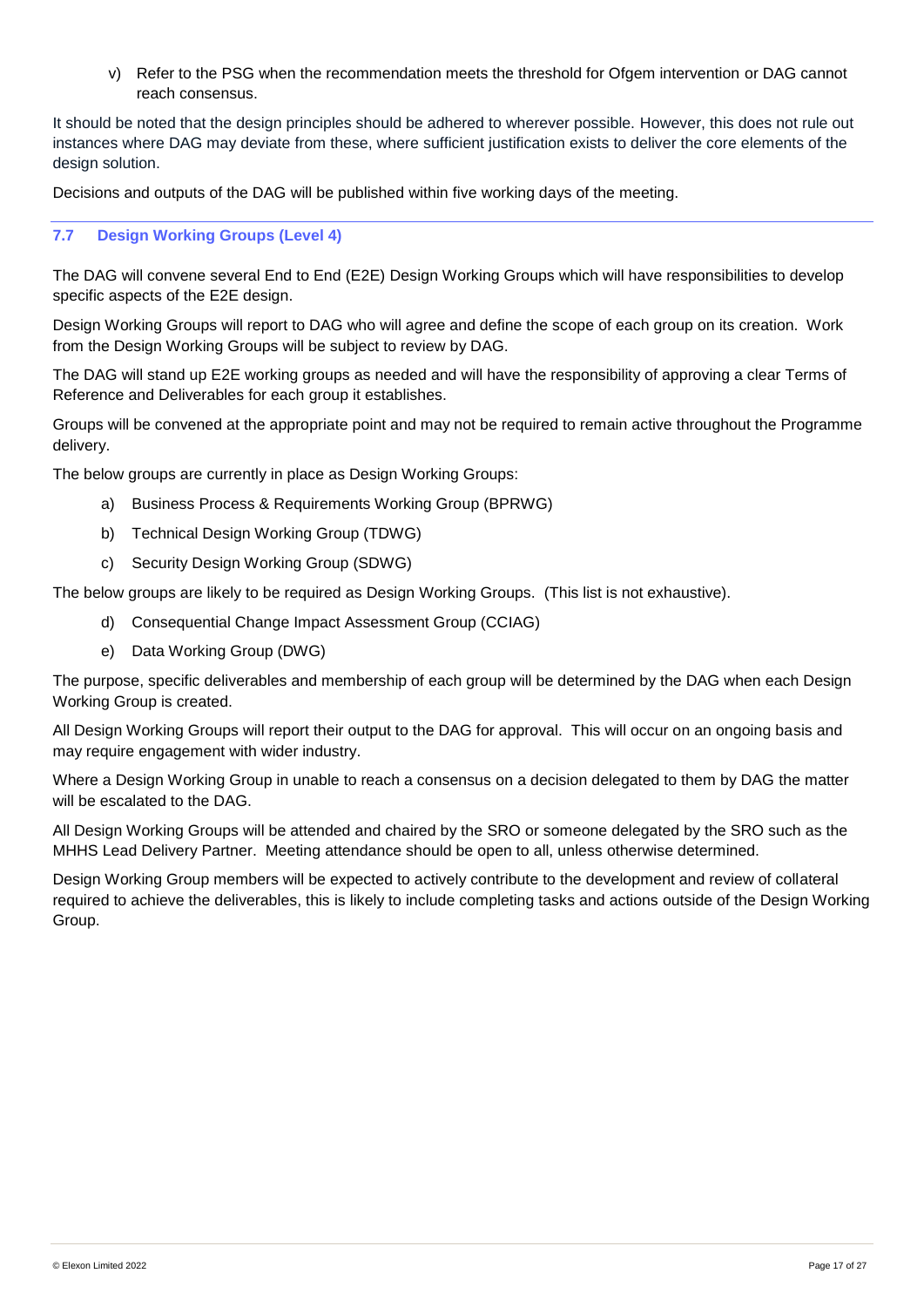v) Refer to the PSG when the recommendation meets the threshold for Ofgem intervention or DAG cannot reach consensus.

It should be noted that the design principles should be adhered to wherever possible. However, this does not rule out instances where DAG may deviate from these, where sufficient justification exists to deliver the core elements of the design solution.

Decisions and outputs of the DAG will be published within five working days of the meeting.

### 7.7 Design Working Groups (Level 4)

The DAG will convene several End to End (E2E) Design Working Groups which will have responsibilities to develop specific aspects of the E2E design.

Design Working Groups will report to DAG who will agree and define the scope of each group on its creation. Work from the Design Working Groups will be subject to review by DAG.

The DAG will stand up E2E working groups as needed and will have the responsibility of approving a clear Terms of Reference and Deliverables for each group it establishes.

Groups will be convened at the appropriate point and may not be required to remain active throughout the Programme delivery.

The below groups are currently in place as Design Working Groups:

a) Business Process & Requirements Working Group (BPRWG)

b) Technical Design Working Group (TDWG)

c) Security Design Working Group (SDWG)

The below groups are likely to be required as Design Working Groups. (This list is not exhaustive).

d) Consequential Change Impact Assessment Group (CCIAG)

e) Data Working Group (DWG)

The purpose, specific deliverables and membership of each group will be determined by the DAG when each Design Working Group is created.

All Design Working Groups will report their output to the DAG for approval. This will occur on an ongoing basis and may require engagement with wider industry.

Where a Design Working Group in unable to reach a consensus on a decision delegated to them by DAG the matter will be escalated to the DAG.

All Design Working Groups will be attended and chaired by the SRO or someone delegated by the SRO such as the MHHS Lead Delivery Partner. Meeting attendance should be open to all, unless otherwise determined.

Design Working Group members will be expected to actively contribute to the development and review of collateral required to achieve the deliverables, this is likely to include completing tasks and actions outside of the Design Working Group.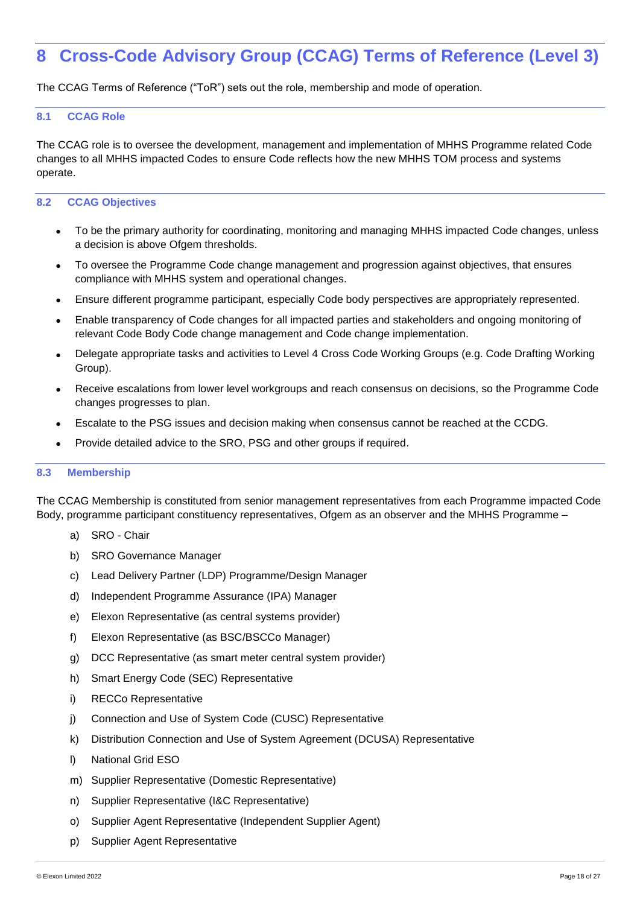# 8 Cross-Code Advisory Group (CCAG) Terms of Reference (Level 3)

The CCAG Terms of Reference ("ToR") sets out the role, membership and mode of operation.

## 8.1 CCAG Role

The CCAG role is to oversee the development, management and implementation of MHHS Programme related Code changes to all MHHS impacted Codes to ensure Code reflects how the new MHHS TOM process and systems operate.

## 8.2 CCAG Objectives

- To be the primary authority for coordinating, monitoring and managing MHHS impacted Code changes, unless a decision is above Ofgem thresholds.
- To oversee the Programme Code change management and progression against objectives, that ensures compliance with MHHS system and operational changes.
- Ensure different programme participant, especially Code body perspectives are appropriately represented.
- Enable transparency of Code changes for all impacted parties and stakeholders and ongoing monitoring of relevant Code Body Code change management and Code change implementation.
- Delegate appropriate tasks and activities to Level 4 Cross Code Working Groups (e.g. Code Drafting Working Group).
- Receive escalations from lower level workgroups and reach consensus on decisions, so the Programme Code changes progresses to plan.
- Escalate to the PSG issues and decision making when consensus cannot be reached at the CCDG.
- Provide detailed advice to the SRO, PSG and other groups if required.

## 8.3 Membership

The CCAG Membership is constituted from senior management representatives from each Programme impacted Code Body, programme participant constituency representatives, Ofgem as an observer and the MHHS Programme –

a) SRO - Chair
b) SRO Governance Manager
c) Lead Delivery Partner (LDP) Programme/Design Manager
d) Independent Programme Assurance (IPA) Manager
e) Elexon Representative (as central systems provider)
f) Elexon Representative (as BSC/BSCCo Manager)
g) DCC Representative (as smart meter central system provider)
h) Smart Energy Code (SEC) Representative
i) RECCo Representative
j) Connection and Use of System Code (CUSC) Representative
k) Distribution Connection and Use of System Agreement (DCUSA) Representative
l) National Grid ESO
m) Supplier Representative (Domestic Representative)
n) Supplier Representative (I&C Representative)
o) Supplier Agent Representative (Independent Supplier Agent)
p) Supplier Agent Representative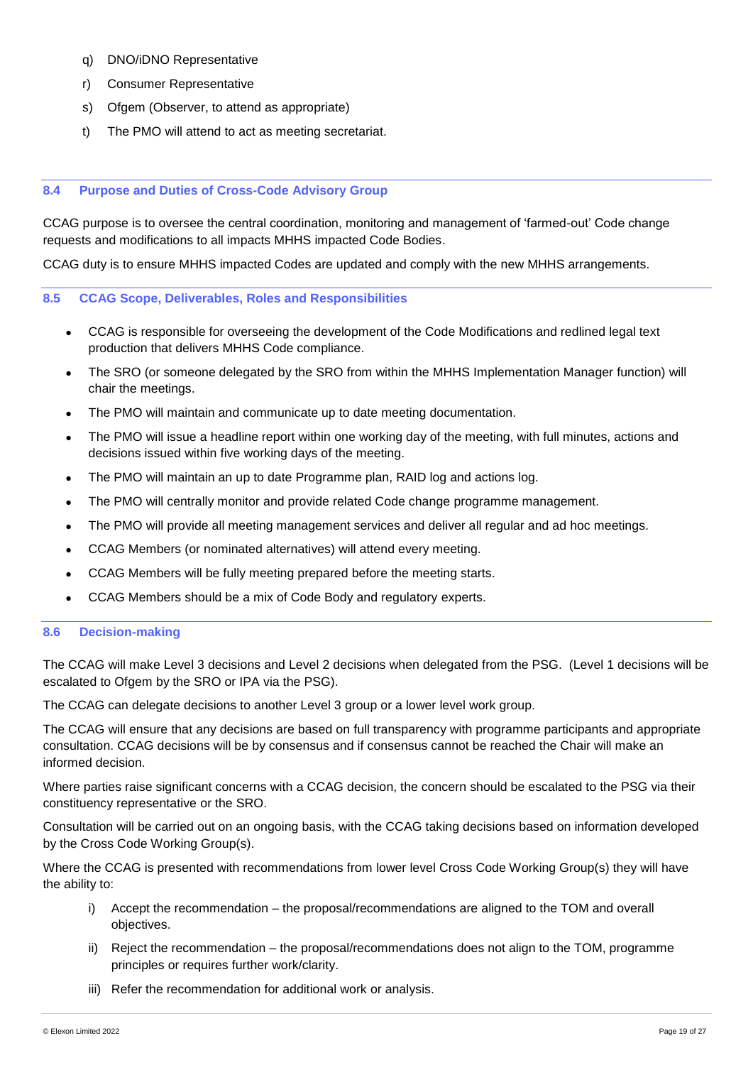q) DNO/iDNO Representative

r) Consumer Representative

s) Ofgem (Observer, to attend as appropriate)

t) The PMO will attend to act as meeting secretariat.

### 8.4 Purpose and Duties of Cross-Code Advisory Group

CCAG purpose is to oversee the central coordination, monitoring and management of 'farmed-out' Code change requests and modifications to all impacts MHHS impacted Code Bodies.

CCAG duty is to ensure MHHS impacted Codes are updated and comply with the new MHHS arrangements.

### 8.5 CCAG Scope, Deliverables, Roles and Responsibilities

- CCAG is responsible for overseeing the development of the Code Modifications and redlined legal text production that delivers MHHS Code compliance.
- The SRO (or someone delegated by the SRO from within the MHHS Implementation Manager function) will chair the meetings.
- The PMO will maintain and communicate up to date meeting documentation.
- The PMO will issue a headline report within one working day of the meeting, with full minutes, actions and decisions issued within five working days of the meeting.
- The PMO will maintain an up to date Programme plan, RAID log and actions log.
- The PMO will centrally monitor and provide related Code change programme management.
- The PMO will provide all meeting management services and deliver all regular and ad hoc meetings.
- CCAG Members (or nominated alternatives) will attend every meeting.
- CCAG Members will be fully meeting prepared before the meeting starts.
- CCAG Members should be a mix of Code Body and regulatory experts.

### 8.6 Decision-making

The CCAG will make Level 3 decisions and Level 2 decisions when delegated from the PSG. (Level 1 decisions will be escalated to Ofgem by the SRO or IPA via the PSG).

The CCAG can delegate decisions to another Level 3 group or a lower level work group.

The CCAG will ensure that any decisions are based on full transparency with programme participants and appropriate consultation. CCAG decisions will be by consensus and if consensus cannot be reached the Chair will make an informed decision.

Where parties raise significant concerns with a CCAG decision, the concern should be escalated to the PSG via their constituency representative or the SRO.

Consultation will be carried out on an ongoing basis, with the CCAG taking decisions based on information developed by the Cross Code Working Group(s).

Where the CCAG is presented with recommendations from lower level Cross Code Working Group(s) they will have the ability to:

i) Accept the recommendation – the proposal/recommendations are aligned to the TOM and overall objectives.

ii) Reject the recommendation – the proposal/recommendations does not align to the TOM, programme principles or requires further work/clarity.

iii) Refer the recommendation for additional work or analysis.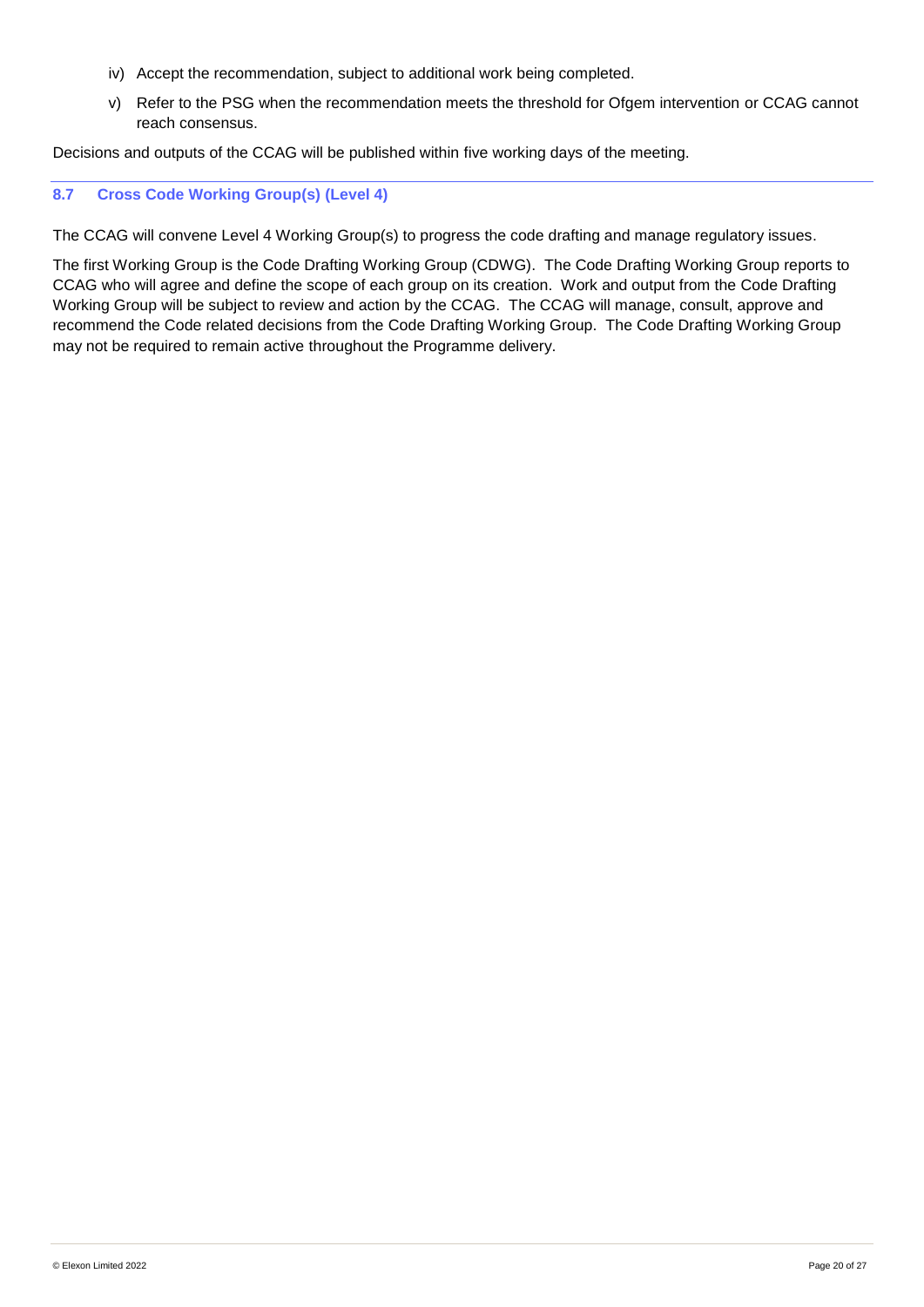iv) Accept the recommendation, subject to additional work being completed.

v) Refer to the PSG when the recommendation meets the threshold for Ofgem intervention or CCAG cannot reach consensus.

Decisions and outputs of the CCAG will be published within five working days of the meeting.

## 8.7 Cross Code Working Group(s) (Level 4)

The CCAG will convene Level 4 Working Group(s) to progress the code drafting and manage regulatory issues.

The first Working Group is the Code Drafting Working Group (CDWG). The Code Drafting Working Group reports to CCAG who will agree and define the scope of each group on its creation. Work and output from the Code Drafting Working Group will be subject to review and action by the CCAG. The CCAG will manage, consult, approve and recommend the Code related decisions from the Code Drafting Working Group. The Code Drafting Working Group may not be required to remain active throughout the Programme delivery.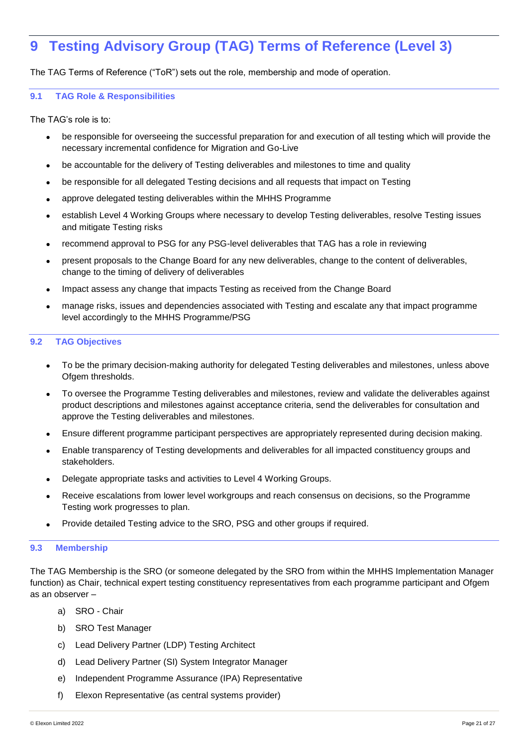# 9 Testing Advisory Group (TAG) Terms of Reference (Level 3)

The TAG Terms of Reference ("ToR") sets out the role, membership and mode of operation.

## 9.1 TAG Role & Responsibilities

The TAG's role is to:

- be responsible for overseeing the successful preparation for and execution of all testing which will provide the necessary incremental confidence for Migration and Go-Live
- be accountable for the delivery of Testing deliverables and milestones to time and quality
- be responsible for all delegated Testing decisions and all requests that impact on Testing
- approve delegated testing deliverables within the MHHS Programme
- establish Level 4 Working Groups where necessary to develop Testing deliverables, resolve Testing issues and mitigate Testing risks
- recommend approval to PSG for any PSG-level deliverables that TAG has a role in reviewing
- present proposals to the Change Board for any new deliverables, change to the content of deliverables, change to the timing of delivery of deliverables
- Impact assess any change that impacts Testing as received from the Change Board
- manage risks, issues and dependencies associated with Testing and escalate any that impact programme level accordingly to the MHHS Programme/PSG

## 9.2 TAG Objectives

- To be the primary decision-making authority for delegated Testing deliverables and milestones, unless above Ofgem thresholds.
- To oversee the Programme Testing deliverables and milestones, review and validate the deliverables against product descriptions and milestones against acceptance criteria, send the deliverables for consultation and approve the Testing deliverables and milestones.
- Ensure different programme participant perspectives are appropriately represented during decision making.
- Enable transparency of Testing developments and deliverables for all impacted constituency groups and stakeholders.
- Delegate appropriate tasks and activities to Level 4 Working Groups.
- Receive escalations from lower level workgroups and reach consensus on decisions, so the Programme Testing work progresses to plan.
- Provide detailed Testing advice to the SRO, PSG and other groups if required.

## 9.3 Membership

The TAG Membership is the SRO (or someone delegated by the SRO from within the MHHS Implementation Manager function) as Chair, technical expert testing constituency representatives from each programme participant and Ofgem as an observer –

a) SRO - Chair

b) SRO Test Manager

c) Lead Delivery Partner (LDP) Testing Architect

d) Lead Delivery Partner (SI) System Integrator Manager

e) Independent Programme Assurance (IPA) Representative

f) Elexon Representative (as central systems provider)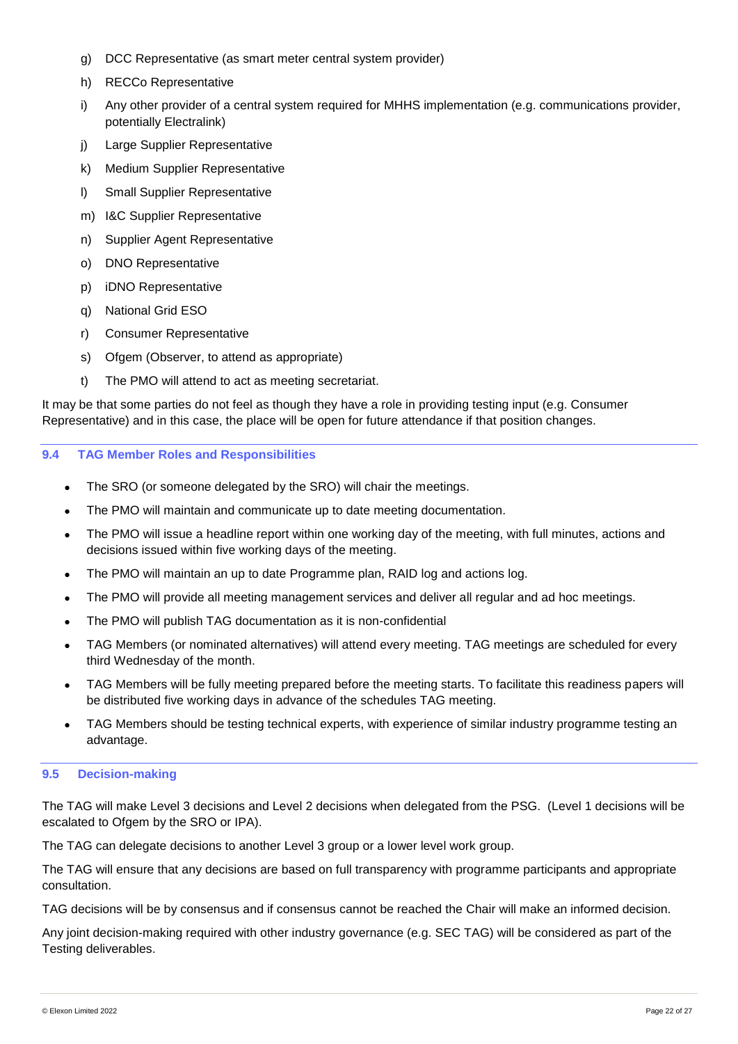g) DCC Representative (as smart meter central system provider)

h) RECCo Representative

i) Any other provider of a central system required for MHHS implementation (e.g. communications provider, potentially Electralink)

j) Large Supplier Representative

k) Medium Supplier Representative

l) Small Supplier Representative

m) I&C Supplier Representative

n) Supplier Agent Representative

o) DNO Representative

p) iDNO Representative

q) National Grid ESO

r) Consumer Representative

s) Ofgem (Observer, to attend as appropriate)

t) The PMO will attend to act as meeting secretariat.

It may be that some parties do not feel as though they have a role in providing testing input (e.g. Consumer Representative) and in this case, the place will be open for future attendance if that position changes.

### 9.4 TAG Member Roles and Responsibilities

- The SRO (or someone delegated by the SRO) will chair the meetings.
- The PMO will maintain and communicate up to date meeting documentation.
- The PMO will issue a headline report within one working day of the meeting, with full minutes, actions and decisions issued within five working days of the meeting.
- The PMO will maintain an up to date Programme plan, RAID log and actions log.
- The PMO will provide all meeting management services and deliver all regular and ad hoc meetings.
- The PMO will publish TAG documentation as it is non-confidential
- TAG Members (or nominated alternatives) will attend every meeting. TAG meetings are scheduled for every third Wednesday of the month.
- TAG Members will be fully meeting prepared before the meeting starts. To facilitate this readiness papers will be distributed five working days in advance of the schedules TAG meeting.
- TAG Members should be testing technical experts, with experience of similar industry programme testing an advantage.

### 9.5 Decision-making

The TAG will make Level 3 decisions and Level 2 decisions when delegated from the PSG. (Level 1 decisions will be escalated to Ofgem by the SRO or IPA).

The TAG can delegate decisions to another Level 3 group or a lower level work group.

The TAG will ensure that any decisions are based on full transparency with programme participants and appropriate consultation.

TAG decisions will be by consensus and if consensus cannot be reached the Chair will make an informed decision.

Any joint decision-making required with other industry governance (e.g. SEC TAG) will be considered as part of the Testing deliverables.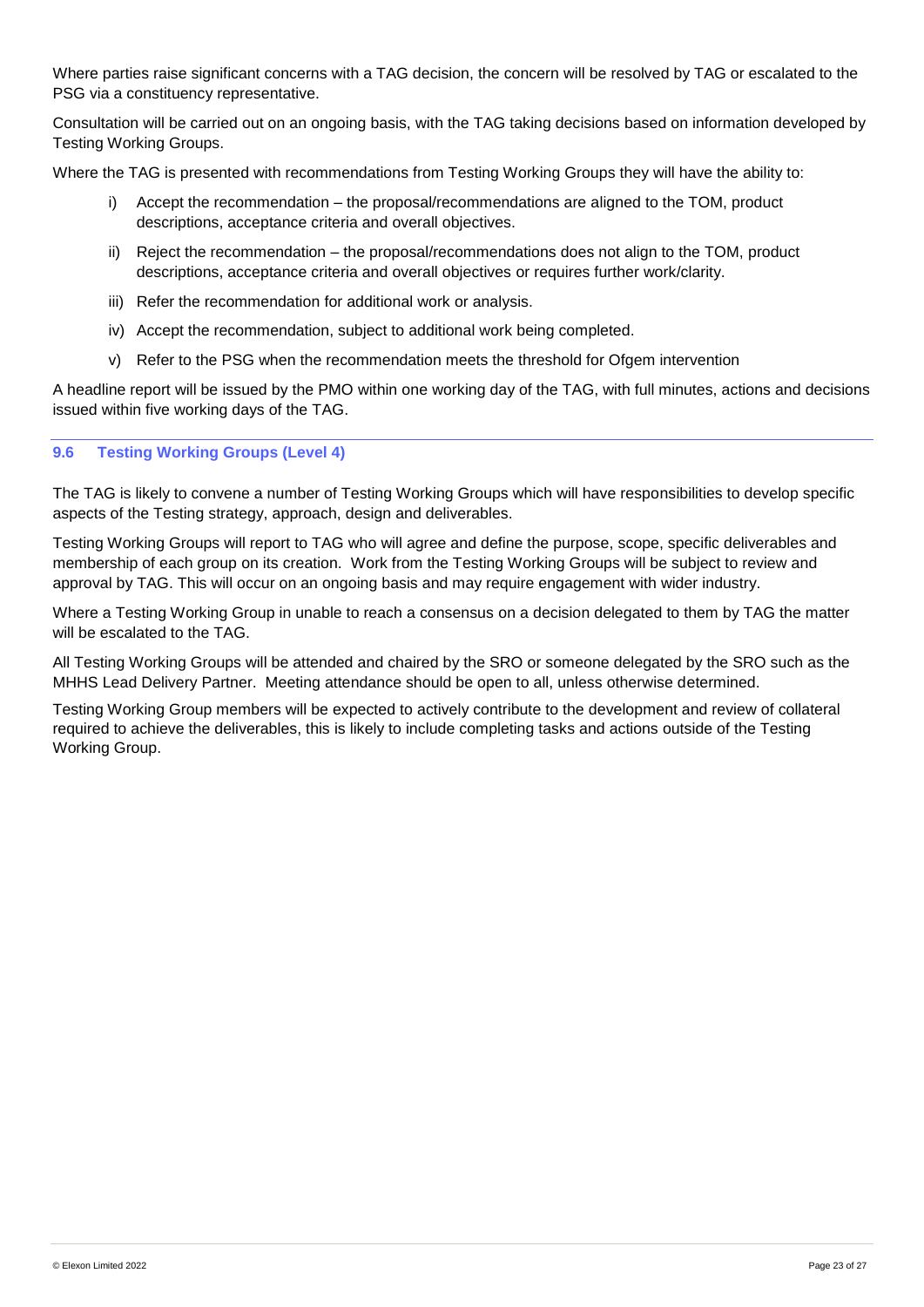Where parties raise significant concerns with a TAG decision, the concern will be resolved by TAG or escalated to the PSG via a constituency representative.

Consultation will be carried out on an ongoing basis, with the TAG taking decisions based on information developed by Testing Working Groups.

Where the TAG is presented with recommendations from Testing Working Groups they will have the ability to:

i) Accept the recommendation – the proposal/recommendations are aligned to the TOM, product descriptions, acceptance criteria and overall objectives.

ii) Reject the recommendation – the proposal/recommendations does not align to the TOM, product descriptions, acceptance criteria and overall objectives or requires further work/clarity.

iii) Refer the recommendation for additional work or analysis.

iv) Accept the recommendation, subject to additional work being completed.

v) Refer to the PSG when the recommendation meets the threshold for Ofgem intervention

A headline report will be issued by the PMO within one working day of the TAG, with full minutes, actions and decisions issued within five working days of the TAG.

### 9.6 Testing Working Groups (Level 4)

The TAG is likely to convene a number of Testing Working Groups which will have responsibilities to develop specific aspects of the Testing strategy, approach, design and deliverables.

Testing Working Groups will report to TAG who will agree and define the purpose, scope, specific deliverables and membership of each group on its creation. Work from the Testing Working Groups will be subject to review and approval by TAG. This will occur on an ongoing basis and may require engagement with wider industry.

Where a Testing Working Group in unable to reach a consensus on a decision delegated to them by TAG the matter will be escalated to the TAG.

All Testing Working Groups will be attended and chaired by the SRO or someone delegated by the SRO such as the MHHS Lead Delivery Partner. Meeting attendance should be open to all, unless otherwise determined.

Testing Working Group members will be expected to actively contribute to the development and review of collateral required to achieve the deliverables, this is likely to include completing tasks and actions outside of the Testing Working Group.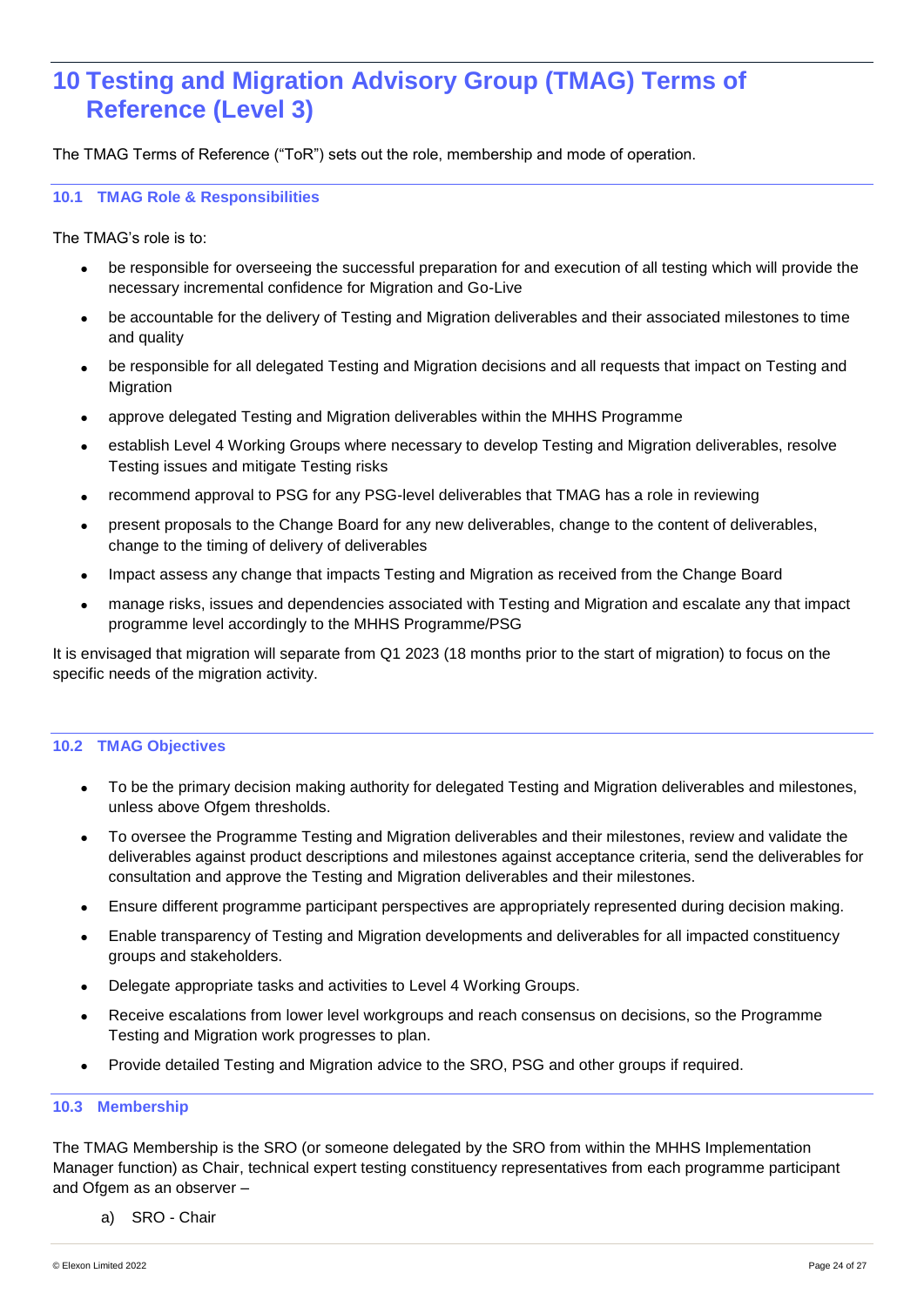# 10 Testing and Migration Advisory Group (TMAG) Terms of Reference (Level 3)

The TMAG Terms of Reference ("ToR") sets out the role, membership and mode of operation.

### 10.1 TMAG Role & Responsibilities

The TMAG's role is to:

- be responsible for overseeing the successful preparation for and execution of all testing which will provide the necessary incremental confidence for Migration and Go-Live
- be accountable for the delivery of Testing and Migration deliverables and their associated milestones to time and quality
- be responsible for all delegated Testing and Migration decisions and all requests that impact on Testing and Migration
- approve delegated Testing and Migration deliverables within the MHHS Programme
- establish Level 4 Working Groups where necessary to develop Testing and Migration deliverables, resolve Testing issues and mitigate Testing risks
- recommend approval to PSG for any PSG-level deliverables that TMAG has a role in reviewing
- present proposals to the Change Board for any new deliverables, change to the content of deliverables, change to the timing of delivery of deliverables
- Impact assess any change that impacts Testing and Migration as received from the Change Board
- manage risks, issues and dependencies associated with Testing and Migration and escalate any that impact programme level accordingly to the MHHS Programme/PSG

It is envisaged that migration will separate from Q1 2023 (18 months prior to the start of migration) to focus on the specific needs of the migration activity.

### 10.2 TMAG Objectives

- To be the primary decision making authority for delegated Testing and Migration deliverables and milestones, unless above Ofgem thresholds.
- To oversee the Programme Testing and Migration deliverables and their milestones, review and validate the deliverables against product descriptions and milestones against acceptance criteria, send the deliverables for consultation and approve the Testing and Migration deliverables and their milestones.
- Ensure different programme participant perspectives are appropriately represented during decision making.
- Enable transparency of Testing and Migration developments and deliverables for all impacted constituency groups and stakeholders.
- Delegate appropriate tasks and activities to Level 4 Working Groups.
- Receive escalations from lower level workgroups and reach consensus on decisions, so the Programme Testing and Migration work progresses to plan.
- Provide detailed Testing and Migration advice to the SRO, PSG and other groups if required.

### 10.3 Membership

The TMAG Membership is the SRO (or someone delegated by the SRO from within the MHHS Implementation Manager function) as Chair, technical expert testing constituency representatives from each programme participant and Ofgem as an observer –

a) SRO - Chair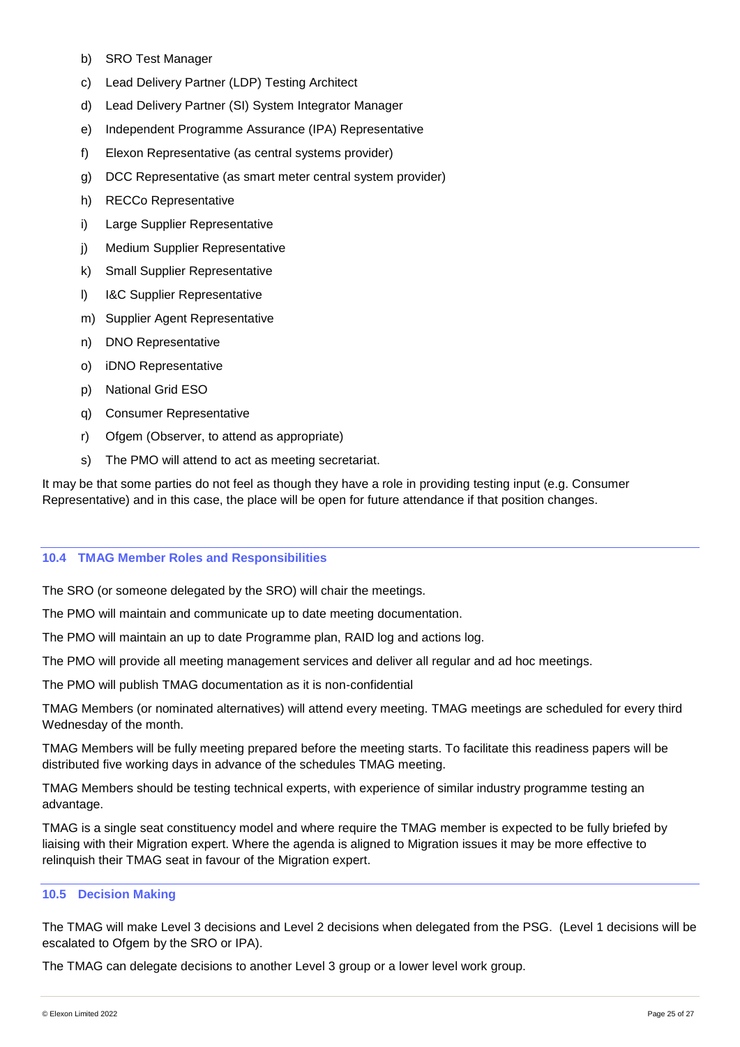b) SRO Test Manager

c) Lead Delivery Partner (LDP) Testing Architect

d) Lead Delivery Partner (SI) System Integrator Manager

e) Independent Programme Assurance (IPA) Representative

f) Elexon Representative (as central systems provider)

g) DCC Representative (as smart meter central system provider)

h) RECCo Representative

i) Large Supplier Representative

j) Medium Supplier Representative

k) Small Supplier Representative

l) I&C Supplier Representative

m) Supplier Agent Representative

n) DNO Representative

o) iDNO Representative

p) National Grid ESO

q) Consumer Representative

r) Ofgem (Observer, to attend as appropriate)

s) The PMO will attend to act as meeting secretariat.

It may be that some parties do not feel as though they have a role in providing testing input (e.g. Consumer Representative) and in this case, the place will be open for future attendance if that position changes.

### 10.4 TMAG Member Roles and Responsibilities

The SRO (or someone delegated by the SRO) will chair the meetings.

The PMO will maintain and communicate up to date meeting documentation.

The PMO will maintain an up to date Programme plan, RAID log and actions log.

The PMO will provide all meeting management services and deliver all regular and ad hoc meetings.

The PMO will publish TMAG documentation as it is non-confidential

TMAG Members (or nominated alternatives) will attend every meeting. TMAG meetings are scheduled for every third Wednesday of the month.

TMAG Members will be fully meeting prepared before the meeting starts. To facilitate this readiness papers will be distributed five working days in advance of the schedules TMAG meeting.

TMAG Members should be testing technical experts, with experience of similar industry programme testing an advantage.

TMAG is a single seat constituency model and where require the TMAG member is expected to be fully briefed by liaising with their Migration expert. Where the agenda is aligned to Migration issues it may be more effective to relinquish their TMAG seat in favour of the Migration expert.

### 10.5 Decision Making

The TMAG will make Level 3 decisions and Level 2 decisions when delegated from the PSG. (Level 1 decisions will be escalated to Ofgem by the SRO or IPA).

The TMAG can delegate decisions to another Level 3 group or a lower level work group.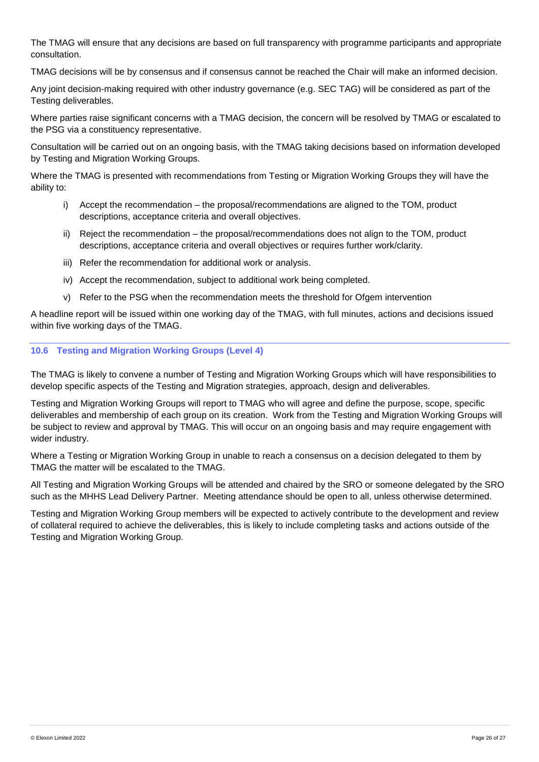The TMAG will ensure that any decisions are based on full transparency with programme participants and appropriate consultation.

TMAG decisions will be by consensus and if consensus cannot be reached the Chair will make an informed decision.

Any joint decision-making required with other industry governance (e.g. SEC TAG) will be considered as part of the Testing deliverables.

Where parties raise significant concerns with a TMAG decision, the concern will be resolved by TMAG or escalated to the PSG via a constituency representative.

Consultation will be carried out on an ongoing basis, with the TMAG taking decisions based on information developed by Testing and Migration Working Groups.

Where the TMAG is presented with recommendations from Testing or Migration Working Groups they will have the ability to:

i) Accept the recommendation – the proposal/recommendations are aligned to the TOM, product descriptions, acceptance criteria and overall objectives.

ii) Reject the recommendation – the proposal/recommendations does not align to the TOM, product descriptions, acceptance criteria and overall objectives or requires further work/clarity.

iii) Refer the recommendation for additional work or analysis.

iv) Accept the recommendation, subject to additional work being completed.

v) Refer to the PSG when the recommendation meets the threshold for Ofgem intervention

A headline report will be issued within one working day of the TMAG, with full minutes, actions and decisions issued within five working days of the TMAG.

### 10.6 Testing and Migration Working Groups (Level 4)

The TMAG is likely to convene a number of Testing and Migration Working Groups which will have responsibilities to develop specific aspects of the Testing and Migration strategies, approach, design and deliverables.

Testing and Migration Working Groups will report to TMAG who will agree and define the purpose, scope, specific deliverables and membership of each group on its creation. Work from the Testing and Migration Working Groups will be subject to review and approval by TMAG. This will occur on an ongoing basis and may require engagement with wider industry.

Where a Testing or Migration Working Group in unable to reach a consensus on a decision delegated to them by TMAG the matter will be escalated to the TMAG.

All Testing and Migration Working Groups will be attended and chaired by the SRO or someone delegated by the SRO such as the MHHS Lead Delivery Partner. Meeting attendance should be open to all, unless otherwise determined.

Testing and Migration Working Group members will be expected to actively contribute to the development and review of collateral required to achieve the deliverables, this is likely to include completing tasks and actions outside of the Testing and Migration Working Group.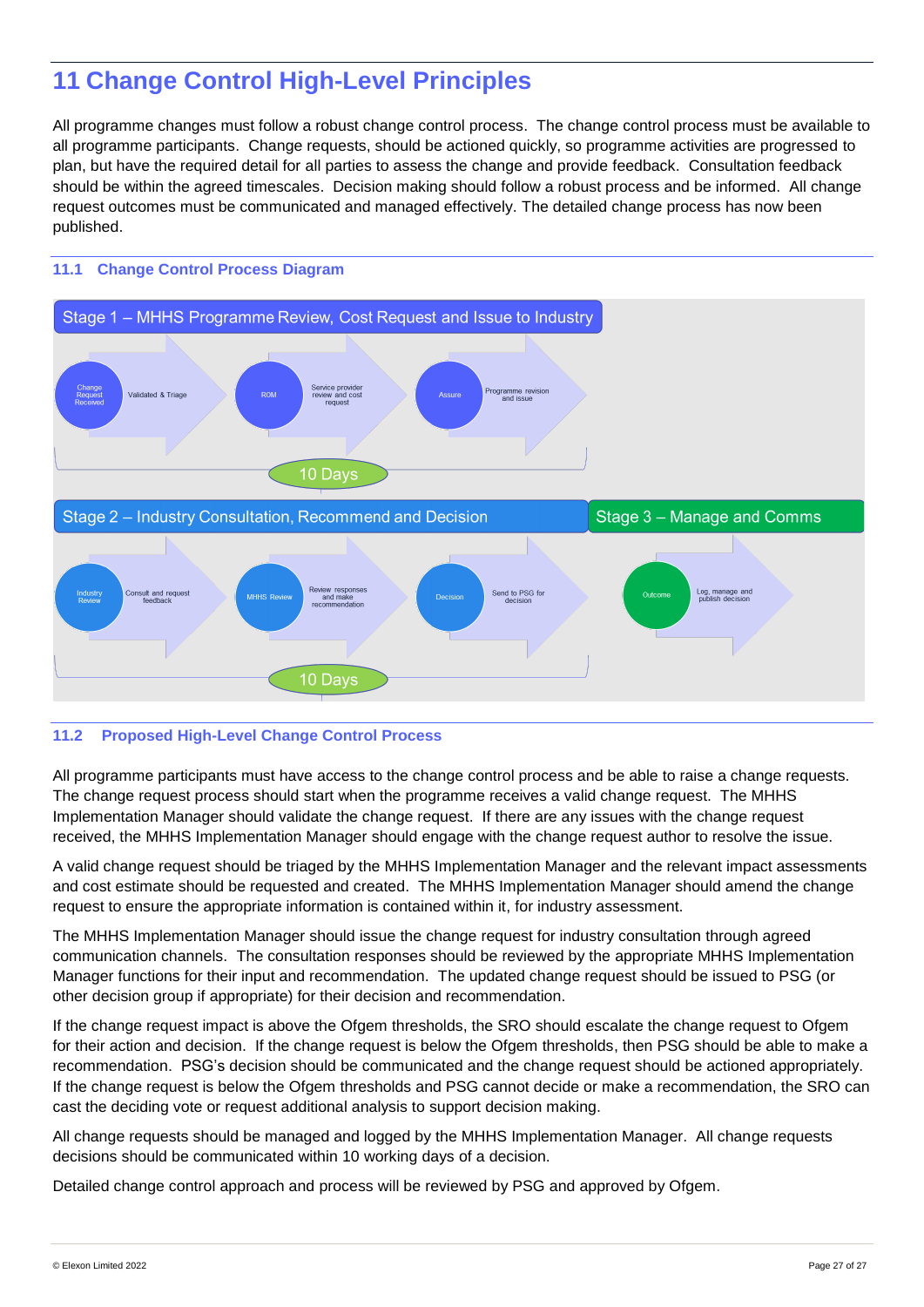# 11 Change Control High-Level Principles

All programme changes must follow a robust change control process. The change control process must be available to all programme participants. Change requests, should be actioned quickly, so programme activities are progressed to plan, but have the required detail for all parties to assess the change and provide feedback. Consultation feedback should be within the agreed timescales. Decision making should follow a robust process and be informed. All change request outcomes must be communicated and managed effectively. The detailed change process has now been published.

## 11.1 Change Control Process Diagram

Stage 1 – MHHS Programme Review, Cost Request and Issue to Industry

Change Request Received
Validated & Triage
ROM
Service provider review and cost request
Assure
Programme revision and issue

10 Days

Stage 2 – Industry Consultation, Recommend and Decision

Industry Review
Consult and request feedback
MHHS Review
Review responses and make recommendation
Decision
Send to PSG for decision

10 Days

Stage 3 – Manage and Comms

Outcome
Log, manage and publish decision

## 11.2 Proposed High-Level Change Control Process

All programme participants must have access to the change control process and be able to raise a change requests. The change request process should start when the programme receives a valid change request. The MHHS Implementation Manager should validate the change request. If there are any issues with the change request received, the MHHS Implementation Manager should engage with the change request author to resolve the issue.

A valid change request should be triaged by the MHHS Implementation Manager and the relevant impact assessments and cost estimate should be requested and created. The MHHS Implementation Manager should amend the change request to ensure the appropriate information is contained within it, for industry assessment.

The MHHS Implementation Manager should issue the change request for industry consultation through agreed communication channels. The consultation responses should be reviewed by the appropriate MHHS Implementation Manager functions for their input and recommendation. The updated change request should be issued to PSG (or other decision group if appropriate) for their decision and recommendation.

If the change request impact is above the Ofgem thresholds, the SRO should escalate the change request to Ofgem for their action and decision. If the change request is below the Ofgem thresholds, then PSG should be able to make a recommendation. PSG's decision should be communicated and the change request should be actioned appropriately. If the change request is below the Ofgem thresholds and PSG cannot decide or make a recommendation, the SRO can cast the deciding vote or request additional analysis to support decision making.

All change requests should be managed and logged by the MHHS Implementation Manager. All change requests decisions should be communicated within 10 working days of a decision.

Detailed change control approach and process will be reviewed by PSG and approved by Ofgem.